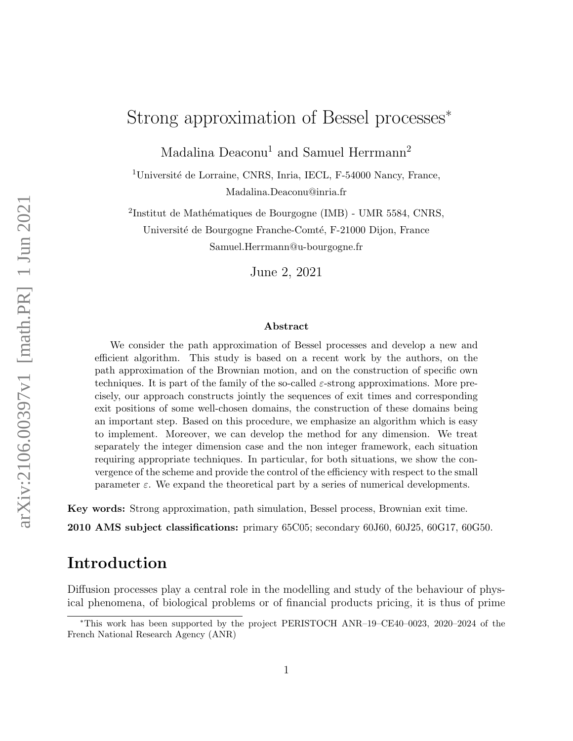# Strong approximation of Bessel processes*

Madalina Deaconu[1] and Samuel Herrmann[2]

[1]Université de Lorraine, CNRS, Inria, IECL, F-54000 Nancy, France,
Madalina.Deaconu@inria.fr

[2]Institut de Mathématiques de Bourgogne (IMB) - UMR 5584, CNRS,
Université de Bourgogne Franche-Comté, F-21000 Dijon, France
Samuel.Herrmann@u-bourgogne.fr

June 2, 2021

**Abstract**

We consider the path approximation of Bessel processes and develop a new and efficient algorithm. This study is based on a recent work by the authors, on the path approximation of the Brownian motion, and on the construction of specific own techniques. It is part of the family of the so-called $\varepsilon$-strong approximations. More precisely, our approach constructs jointly the sequences of exit times and corresponding exit positions of some well-chosen domains, the construction of these domains being an important step. Based on this procedure, we emphasize an algorithm which is easy to implement. Moreover, we can develop the method for any dimension. We treat separately the integer dimension case and the non integer framework, each situation requiring appropriate techniques. In particular, for both situations, we show the convergence of the scheme and provide the control of the efficiency with respect to the small parameter $\varepsilon$. We expand the theoretical part by a series of numerical developments.

**Key words:** Strong approximation, path simulation, Bessel process, Brownian exit time.

**2010 AMS subject classifications:** primary 65C05; secondary 60J60, 60J25, 60G17, 60G50.

## Introduction

Diffusion processes play a central role in the modelling and study of the behaviour of physical phenomena, of biological problems or of financial products pricing, it is thus of prime

*This work has been supported by the project PERISTOCH ANR–19–CE40–0023, 2020–2024 of the French National Research Agency (ANR)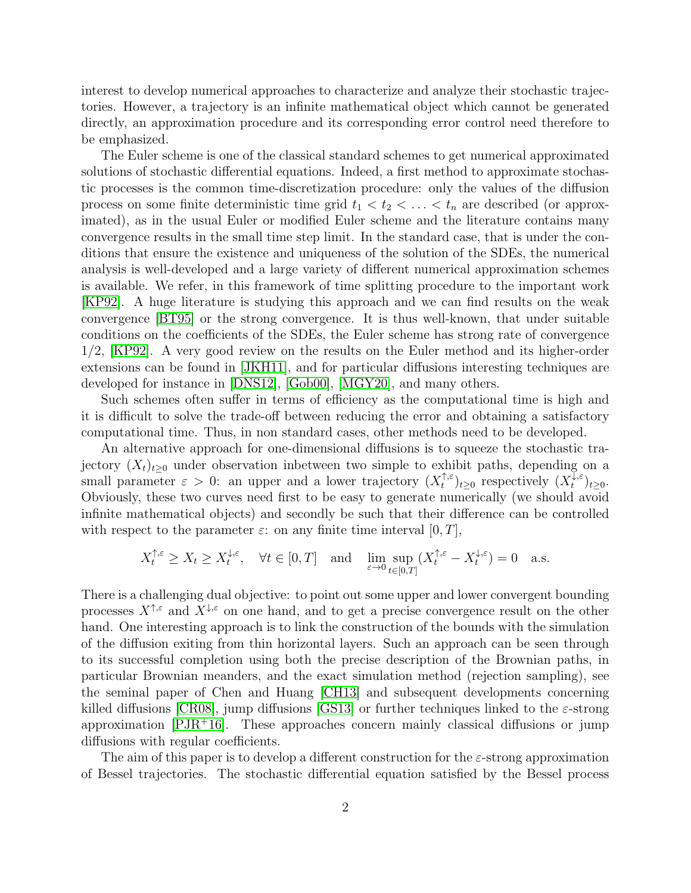interest to develop numerical approaches to characterize and analyze their stochastic trajectories. However, a trajectory is an infinite mathematical object which cannot be generated directly, an approximation procedure and its corresponding error control need therefore to be emphasized.

The Euler scheme is one of the classical standard schemes to get numerical approximated solutions of stochastic differential equations. Indeed, a first method to approximate stochastic processes is the common time-discretization procedure: only the values of the diffusion process on some finite deterministic time grid $t_1 < t_2 < \ldots < t_n$ are described (or approximated), as in the usual Euler or modified Euler scheme and the literature contains many convergence results in the small time step limit. In the standard case, that is under the conditions that ensure the existence and uniqueness of the solution of the SDEs, the numerical analysis is well-developed and a large variety of different numerical approximation schemes is available. We refer, in this framework of time splitting procedure to the important work [KP92]. A huge literature is studying this approach and we can find results on the weak convergence [BT95] or the strong convergence. It is thus well-known, that under suitable conditions on the coefficients of the SDEs, the Euler scheme has strong rate of convergence 1/2, [KP92]. A very good review on the results on the Euler method and its higher-order extensions can be found in [JKH11], and for particular diffusions interesting techniques are developed for instance in [DNS12], [Gob00], [MGY20], and many others.

Such schemes often suffer in terms of efficiency as the computational time is high and it is difficult to solve the trade-off between reducing the error and obtaining a satisfactory computational time. Thus, in non standard cases, other methods need to be developed.

An alternative approach for one-dimensional diffusions is to squeeze the stochastic trajectory $(X_t)_{t\geq 0}$ under observation inbetween two simple to exhibit paths, depending on a small parameter $\varepsilon > 0$: an upper and a lower trajectory $(X_t^{\uparrow,\varepsilon})_{t\geq 0}$ respectively $(X_t^{\downarrow,\varepsilon})_{t\geq 0}$. Obviously, these two curves need first to be easy to generate numerically (we should avoid infinite mathematical objects) and secondly be such that their difference can be controlled with respect to the parameter $\varepsilon$: on any finite time interval $[0,T]$,

$$X_t^{\uparrow,\varepsilon} \geq X_t \geq X_t^{\downarrow,\varepsilon}, \quad \forall t \in [0,T] \quad \text{and} \quad \lim_{\varepsilon\to 0} \sup_{t\in[0,T]} (X_t^{\uparrow,\varepsilon} - X_t^{\downarrow,\varepsilon}) = 0 \quad \text{a.s.}$$

There is a challenging dual objective: to point out some upper and lower convergent bounding processes $X^{\uparrow,\varepsilon}$ and $X^{\downarrow,\varepsilon}$ on one hand, and to get a precise convergence result on the other hand. One interesting approach is to link the construction of the bounds with the simulation of the diffusion exiting from thin horizontal layers. Such an approach can be seen through to its successful completion using both the precise description of the Brownian paths, in particular Brownian meanders, and the exact simulation method (rejection sampling), see the seminal paper of Chen and Huang [CH13] and subsequent developments concerning killed diffusions [CR08], jump diffusions [GS13] or further techniques linked to the $\varepsilon$-strong approximation [PJR+16]. These approaches concern mainly classical diffusions or jump diffusions with regular coefficients.

The aim of this paper is to develop a different construction for the $\varepsilon$-strong approximation of Bessel trajectories. The stochastic differential equation satisfied by the Bessel process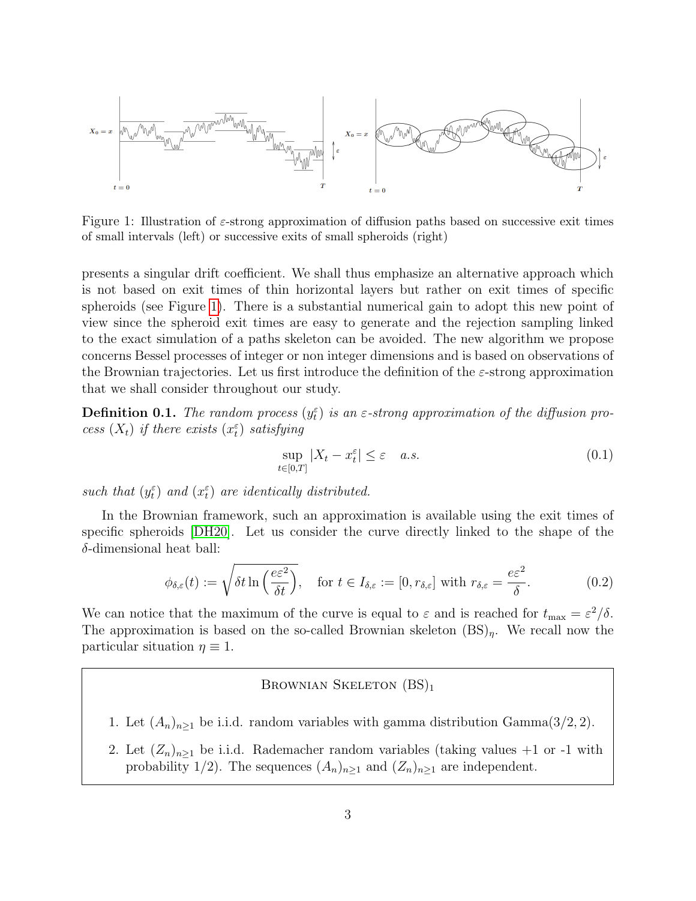Figure 1: Illustration of $\varepsilon$-strong approximation of diffusion paths based on successive exit times of small intervals (left) or successive exits of small spheroids (right)

presents a singular drift coefficient. We shall thus emphasize an alternative approach which is not based on exit times of thin horizontal layers but rather on exit times of specific spheroids (see Figure 1). There is a substantial numerical gain to adopt this new point of view since the spheroid exit times are easy to generate and the rejection sampling linked to the exact simulation of a paths skeleton can be avoided. The new algorithm we propose concerns Bessel processes of integer or non integer dimensions and is based on observations of the Brownian trajectories. Let us first introduce the definition of the $\varepsilon$-strong approximation that we shall consider throughout our study.

**Definition 0.1.** *The random process $(y_t^\varepsilon)$ is an $\varepsilon$-strong approximation of the diffusion process $(X_t)$ if there exists $(x_t^\varepsilon)$ satisfying*

$$\sup_{t\in[0,T]} |X_t - x_t^\varepsilon| \leq \varepsilon \quad a.s. \tag{0.1}$$

*such that $(y_t^\varepsilon)$ and $(x_t^\varepsilon)$ are identically distributed.*

In the Brownian framework, such an approximation is available using the exit times of specific spheroids [DH20]. Let us consider the curve directly linked to the shape of the $\delta$-dimensional heat ball:

$$\phi_{\delta,\varepsilon}(t) := \sqrt{\delta t \ln\Big(\frac{e\varepsilon^2}{\delta t}\Big)}, \quad \text{for } t \in I_{\delta,\varepsilon} := [0, r_{\delta,\varepsilon}] \text{ with } r_{\delta,\varepsilon} = \frac{e\varepsilon^2}{\delta}. \tag{0.2}$$

We can notice that the maximum of the curve is equal to $\varepsilon$ and is reached for $t_{\max} = \varepsilon^2/\delta$. The approximation is based on the so-called Brownian skeleton $(\mathrm{BS})_\eta$. We recall now the particular situation $\eta \equiv 1$.

**BROWNIAN SKELETON $(\mathrm{BS})_1$**

1. Let $(A_n)_{n\geq 1}$ be i.i.d. random variables with gamma distribution $\mathrm{Gamma}(3/2, 2)$.
2. Let $(Z_n)_{n\geq 1}$ be i.i.d. Rademacher random variables (taking values +1 or -1 with probability 1/2). The sequences $(A_n)_{n\geq 1}$ and $(Z_n)_{n\geq 1}$ are independent.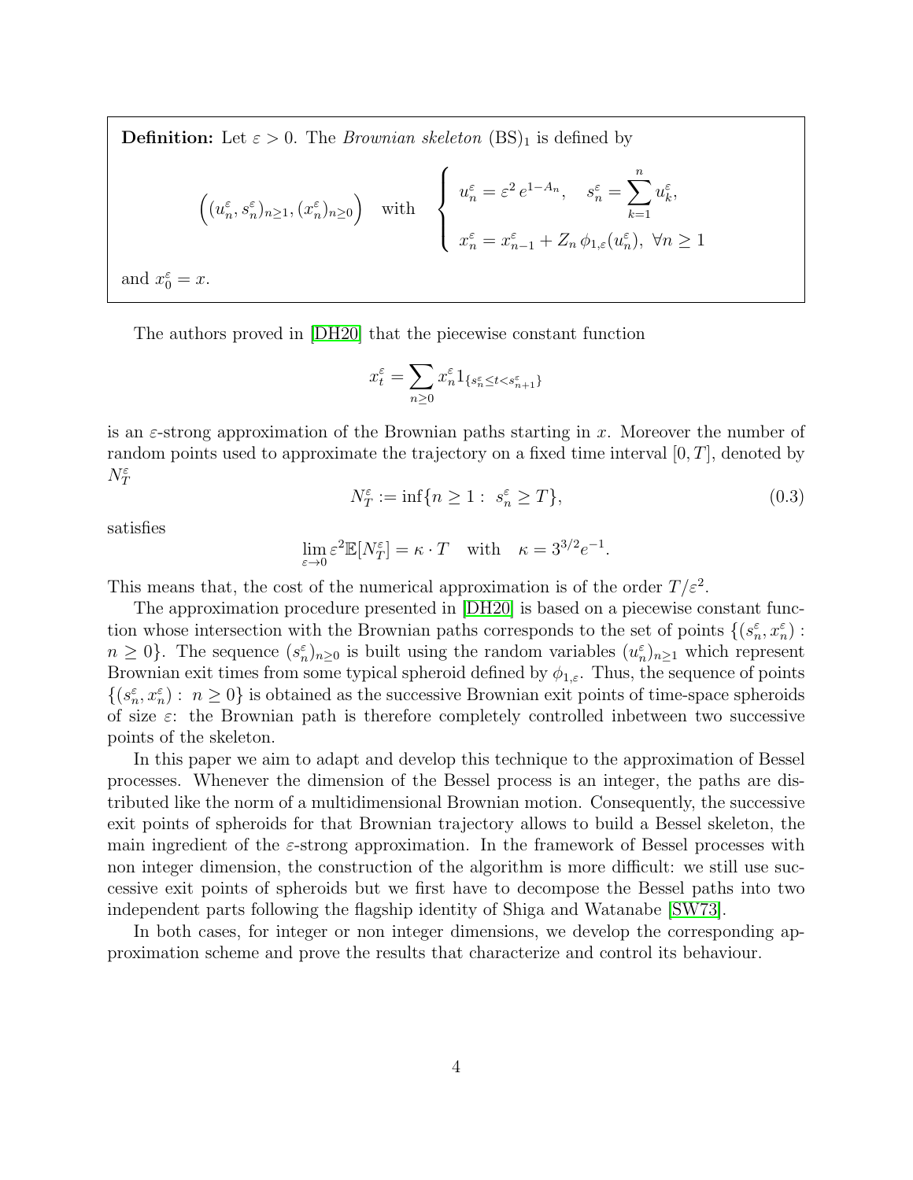**Definition:** Let $\varepsilon > 0$. The *Brownian skeleton* $(\mathrm{BS})_1$ is defined by

$$\Big( (u_n^\varepsilon, s_n^\varepsilon)_{n\geq 1}, (x_n^\varepsilon)_{n\geq 0} \Big) \quad \text{with} \quad \left\{ \begin{array}{l} u_n^\varepsilon = \varepsilon^2 \, e^{1-A_n}, \quad s_n^\varepsilon = \displaystyle\sum_{k=1}^n u_k^\varepsilon, \\ \\ x_n^\varepsilon = x_{n-1}^\varepsilon + Z_n \, \phi_{1,\varepsilon}(u_n^\varepsilon), \ \forall n \geq 1 \end{array} \right.$$

and $x_0^\varepsilon = x$.

The authors proved in [DH20] that the piecewise constant function

$$x_t^\varepsilon = \sum_{n\geq 0} x_n^\varepsilon 1_{\{s_n^\varepsilon \leq t < s_{n+1}^\varepsilon\}}$$

is an $\varepsilon$-strong approximation of the Brownian paths starting in $x$. Moreover the number of random points used to approximate the trajectory on a fixed time interval $[0, T]$, denoted by $N_T^\varepsilon$

$$N_T^\varepsilon := \inf\{n \geq 1 : \ s_n^\varepsilon \geq T\}, \tag{0.3}$$

satisfies

$$\lim_{\varepsilon\to 0} \varepsilon^2 \mathbb{E}[N_T^\varepsilon] = \kappa \cdot T \quad \text{with} \quad \kappa = 3^{3/2} e^{-1}.$$

This means that, the cost of the numerical approximation is of the order $T/\varepsilon^2$.

The approximation procedure presented in [DH20] is based on a piecewise constant function whose intersection with the Brownian paths corresponds to the set of points $\{(s_n^\varepsilon, x_n^\varepsilon) : n \geq 0\}$. The sequence $(s_n^\varepsilon)_{n\geq 0}$ is built using the random variables $(u_n^\varepsilon)_{n\geq 1}$ which represent Brownian exit times from some typical spheroid defined by $\phi_{1,\varepsilon}$. Thus, the sequence of points $\{(s_n^\varepsilon, x_n^\varepsilon) : n \geq 0\}$ is obtained as the successive Brownian exit points of time-space spheroids of size $\varepsilon$: the Brownian path is therefore completely controlled inbetween two successive points of the skeleton.

In this paper we aim to adapt and develop this technique to the approximation of Bessel processes. Whenever the dimension of the Bessel process is an integer, the paths are distributed like the norm of a multidimensional Brownian motion. Consequently, the successive exit points of spheroids for that Brownian trajectory allows to build a Bessel skeleton, the main ingredient of the $\varepsilon$-strong approximation. In the framework of Bessel processes with non integer dimension, the construction of the algorithm is more difficult: we still use successive exit points of spheroids but we first have to decompose the Bessel paths into two independent parts following the flagship identity of Shiga and Watanabe [SW73].

In both cases, for integer or non integer dimensions, we develop the corresponding approximation scheme and prove the results that characterize and control its behaviour.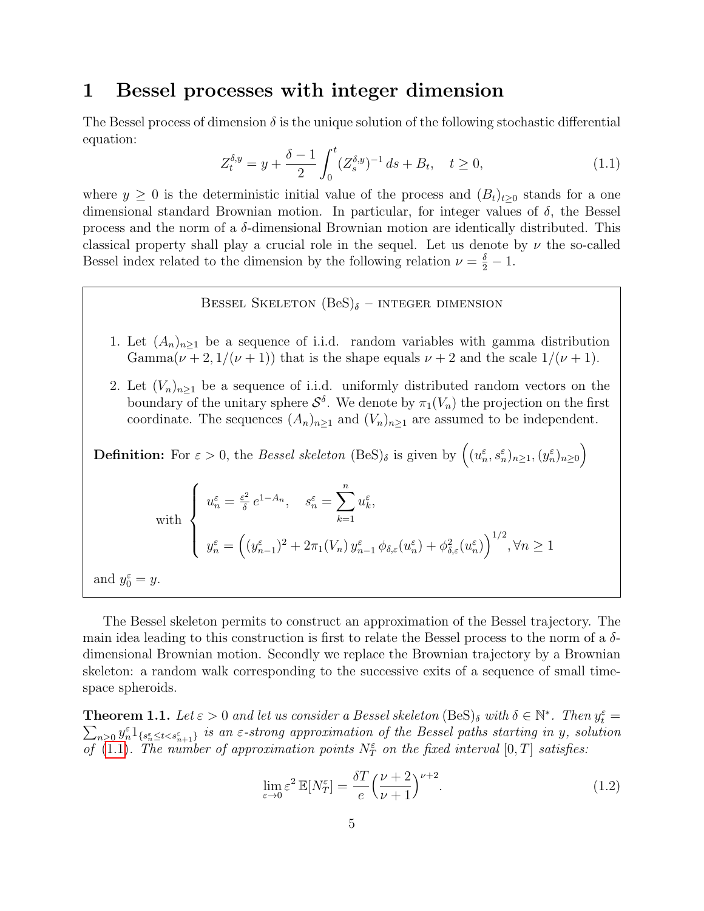# 1 Bessel processes with integer dimension

The Bessel process of dimension $\delta$ is the unique solution of the following stochastic differential equation:

$$Z_t^{\delta,y} = y + \frac{\delta - 1}{2} \int_0^t (Z_s^{\delta,y})^{-1} \, ds + B_t, \quad t \geq 0, \tag{1.1}$$

where $y \geq 0$ is the deterministic initial value of the process and $(B_t)_{t \geq 0}$ stands for a one dimensional standard Brownian motion. In particular, for integer values of $\delta$, the Bessel process and the norm of a $\delta$-dimensional Brownian motion are identically distributed. This classical property shall play a crucial role in the sequel. Let us denote by $\nu$ the so-called Bessel index related to the dimension by the following relation $\nu = \frac{\delta}{2} - 1$.

---

Bessel Skeleton $(\mathrm{BeS})_\delta$ – integer dimension

1. Let $(A_n)_{n \geq 1}$ be a sequence of i.i.d. random variables with gamma distribution $\mathrm{Gamma}(\nu + 2, 1/(\nu + 1))$ that is the shape equals $\nu + 2$ and the scale $1/(\nu + 1)$.

2. Let $(V_n)_{n \geq 1}$ be a sequence of i.i.d. uniformly distributed random vectors on the boundary of the unitary sphere $\mathcal{S}^\delta$. We denote by $\pi_1(V_n)$ the projection on the first coordinate. The sequences $(A_n)_{n \geq 1}$ and $(V_n)_{n \geq 1}$ are assumed to be independent.

**Definition:** For $\varepsilon > 0$, the *Bessel skeleton* $(\mathrm{BeS})_\delta$ is given by $\Big( (u_n^\varepsilon, s_n^\varepsilon)_{n \geq 1}, (y_n^\varepsilon)_{n \geq 0} \Big)$

$$\text{with} \left\{ \begin{array}{l} u_n^\varepsilon = \frac{\varepsilon^2}{\delta} \, e^{1 - A_n}, \quad s_n^\varepsilon = \displaystyle\sum_{k=1}^n u_k^\varepsilon, \\[2ex] y_n^\varepsilon = \Big( (y_{n-1}^\varepsilon)^2 + 2\pi_1(V_n) \, y_{n-1}^\varepsilon \, \phi_{\delta,\varepsilon}(u_n^\varepsilon) + \phi_{\delta,\varepsilon}^2(u_n^\varepsilon) \Big)^{1/2}, \forall n \geq 1 \end{array} \right.$$

and $y_0^\varepsilon = y$.

---

The Bessel skeleton permits to construct an approximation of the Bessel trajectory. The main idea leading to this construction is first to relate the Bessel process to the norm of a $\delta$-dimensional Brownian motion. Secondly we replace the Brownian trajectory by a Brownian skeleton: a random walk corresponding to the successive exits of a sequence of small time-space spheroids.

**Theorem 1.1.** *Let $\varepsilon > 0$ and let us consider a Bessel skeleton $(\mathrm{BeS})_\delta$ with $\delta \in \mathbb{N}^*$. Then $y_t^\varepsilon = \sum_{n \geq 0} y_n^\varepsilon 1_{\{s_n^\varepsilon \leq t < s_{n+1}^\varepsilon\}}$ is an $\varepsilon$-strong approximation of the Bessel paths starting in $y$, solution of (1.1). The number of approximation points $N_T^\varepsilon$ on the fixed interval $[0, T]$ satisfies:*

$$\lim_{\varepsilon \to 0} \varepsilon^2 \, \mathbb{E}[N_T^\varepsilon] = \frac{\delta T}{e} \Big( \frac{\nu + 2}{\nu + 1} \Big)^{\nu + 2}. \tag{1.2}$$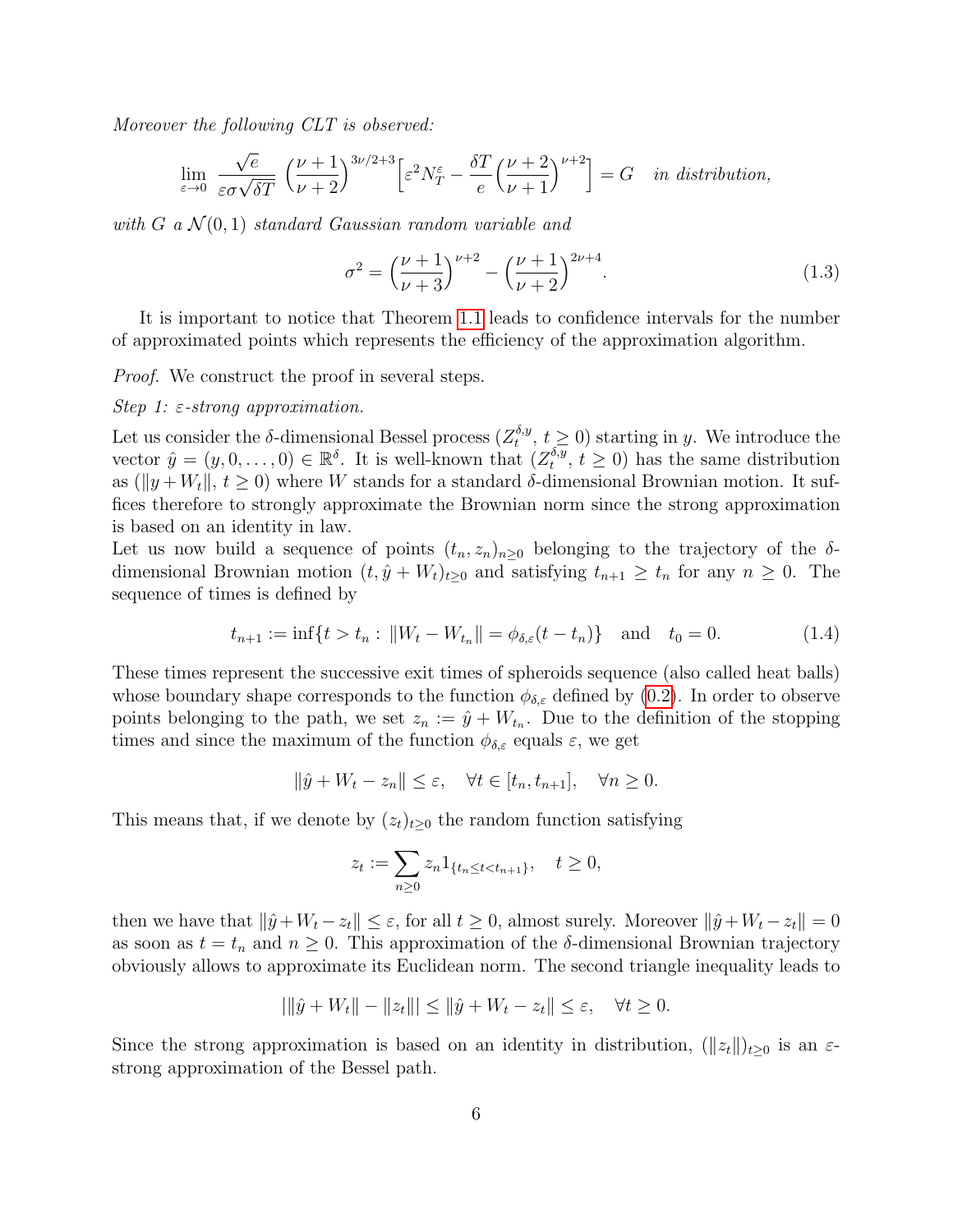*Moreover the following CLT is observed:*

$$\lim_{\varepsilon\to 0} \frac{\sqrt{e}}{\varepsilon\sigma\sqrt{\delta T}} \Big(\frac{\nu+1}{\nu+2}\Big)^{3\nu/2+3}\Big[\varepsilon^2 N_T^\varepsilon - \frac{\delta T}{e}\Big(\frac{\nu+2}{\nu+1}\Big)^{\nu+2}\Big] = G \quad \text{in distribution,}$$

*with $G$ a $\mathcal{N}(0,1)$ standard Gaussian random variable and*

$$\sigma^2 = \Big(\frac{\nu+1}{\nu+3}\Big)^{\nu+2} - \Big(\frac{\nu+1}{\nu+2}\Big)^{2\nu+4}. \tag{1.3}$$

It is important to notice that Theorem 1.1 leads to confidence intervals for the number of approximated points which represents the efficiency of the approximation algorithm.

*Proof.* We construct the proof in several steps.

*Step 1: $\varepsilon$-strong approximation.*

Let us consider the $\delta$-dimensional Bessel process $(Z_t^{\delta,y},\, t \geq 0)$ starting in $y$. We introduce the vector $\hat{y} = (y, 0, \dots, 0) \in \mathbb{R}^\delta$. It is well-known that $(Z_t^{\delta,y},\, t \geq 0)$ has the same distribution as $(\|y + W_t\|,\, t \geq 0)$ where $W$ stands for a standard $\delta$-dimensional Brownian motion. It suffices therefore to strongly approximate the Brownian norm since the strong approximation is based on an identity in law.

Let us now build a sequence of points $(t_n, z_n)_{n\geq 0}$ belonging to the trajectory of the $\delta$-dimensional Brownian motion $(t, \hat{y} + W_t)_{t\geq 0}$ and satisfying $t_{n+1} \geq t_n$ for any $n \geq 0$. The sequence of times is defined by

$$t_{n+1} := \inf\{t > t_n :\ \|W_t - W_{t_n}\| = \phi_{\delta,\varepsilon}(t - t_n)\} \quad \text{and} \quad t_0 = 0. \tag{1.4}$$

These times represent the successive exit times of spheroids sequence (also called heat balls) whose boundary shape corresponds to the function $\phi_{\delta,\varepsilon}$ defined by (0.2). In order to observe points belonging to the path, we set $z_n := \hat{y} + W_{t_n}$. Due to the definition of the stopping times and since the maximum of the function $\phi_{\delta,\varepsilon}$ equals $\varepsilon$, we get

$$\|\hat{y} + W_t - z_n\| \leq \varepsilon, \quad \forall t \in [t_n, t_{n+1}], \quad \forall n \geq 0.$$

This means that, if we denote by $(z_t)_{t\geq 0}$ the random function satisfying

$$z_t := \sum_{n\geq 0} z_n 1_{\{t_n \leq t < t_{n+1}\}}, \quad t \geq 0,$$

then we have that $\|\hat{y} + W_t - z_t\| \leq \varepsilon$, for all $t \geq 0$, almost surely. Moreover $\|\hat{y} + W_t - z_t\| = 0$ as soon as $t = t_n$ and $n \geq 0$. This approximation of the $\delta$-dimensional Brownian trajectory obviously allows to approximate its Euclidean norm. The second triangle inequality leads to

$$\big|\|\hat{y} + W_t\| - \|z_t\|\big| \leq \|\hat{y} + W_t - z_t\| \leq \varepsilon, \quad \forall t \geq 0.$$

Since the strong approximation is based on an identity in distribution, $(\|z_t\|)_{t\geq 0}$ is an $\varepsilon$-strong approximation of the Bessel path.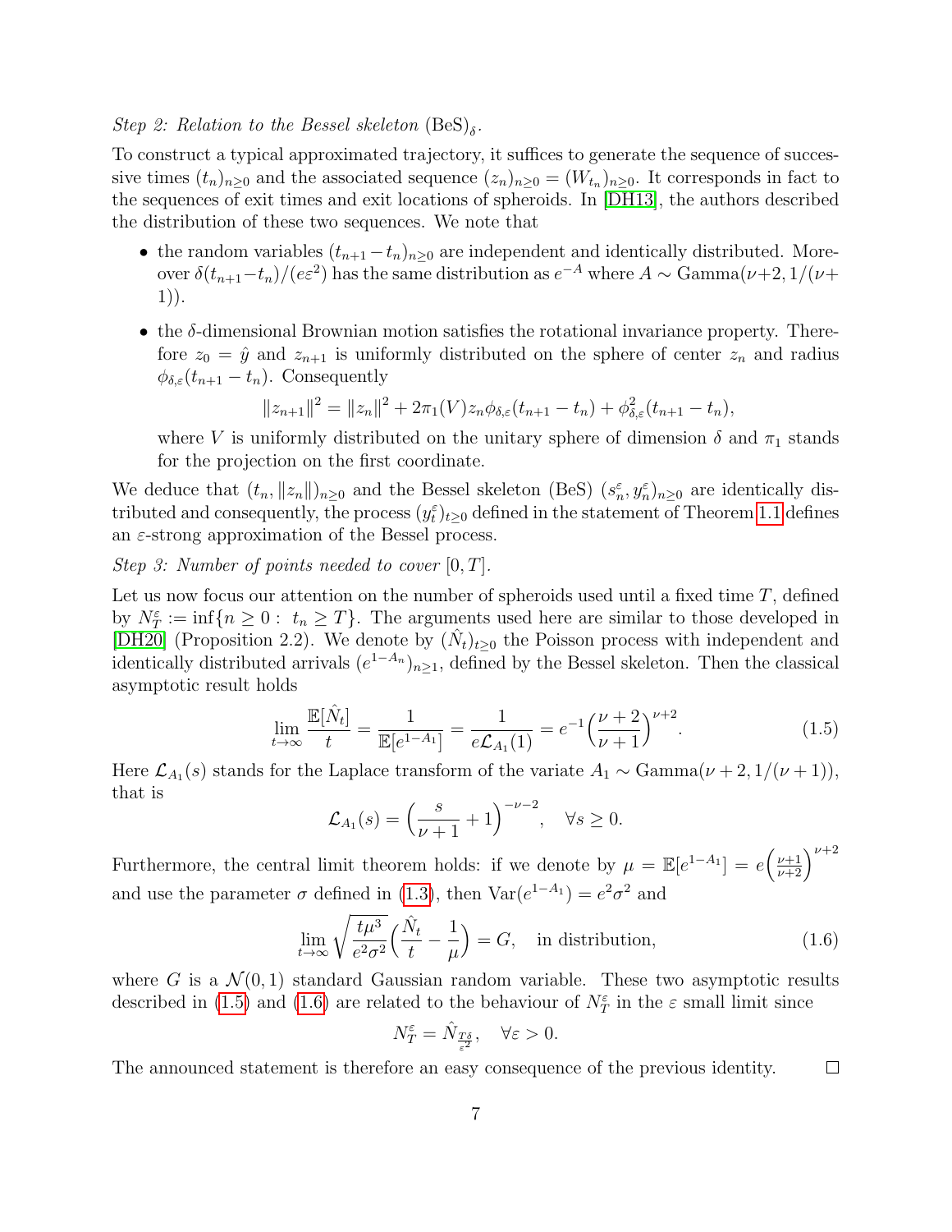*Step 2: Relation to the Bessel skeleton* $(\mathrm{BeS})_\delta$.

To construct a typical approximated trajectory, it suffices to generate the sequence of successive times $(t_n)_{n\geq 0}$ and the associated sequence $(z_n)_{n\geq 0} = (W_{t_n})_{n\geq 0}$. It corresponds in fact to the sequences of exit times and exit locations of spheroids. In [DH13], the authors described the distribution of these two sequences. We note that

- the random variables $(t_{n+1}-t_n)_{n\geq 0}$ are independent and identically distributed. Moreover $\delta(t_{n+1}-t_n)/(e\varepsilon^2)$ has the same distribution as $e^{-A}$ where $A \sim \mathrm{Gamma}(\nu+2, 1/(\nu+1))$.
- the $\delta$-dimensional Brownian motion satisfies the rotational invariance property. Therefore $z_0 = \hat{y}$ and $z_{n+1}$ is uniformly distributed on the sphere of center $z_n$ and radius $\phi_{\delta,\varepsilon}(t_{n+1}-t_n)$. Consequently

$$\|z_{n+1}\|^2 = \|z_n\|^2 + 2\pi_1(V)z_n\phi_{\delta,\varepsilon}(t_{n+1}-t_n) + \phi^2_{\delta,\varepsilon}(t_{n+1}-t_n),$$

where $V$ is uniformly distributed on the unitary sphere of dimension $\delta$ and $\pi_1$ stands for the projection on the first coordinate.

We deduce that $(t_n, \|z_n\|)_{n\geq 0}$ and the Bessel skeleton (BeS) $(s_n^\varepsilon, y_n^\varepsilon)_{n\geq 0}$ are identically distributed and consequently, the process $(y_t^\varepsilon)_{t\geq 0}$ defined in the statement of Theorem 1.1 defines an $\varepsilon$-strong approximation of the Bessel process.

*Step 3: Number of points needed to cover* $[0,T]$.

Let us now focus our attention on the number of spheroids used until a fixed time $T$, defined by $N_T^\varepsilon := \inf\{n \geq 0 : \ t_n \geq T\}$. The arguments used here are similar to those developed in [DH20] (Proposition 2.2). We denote by $(\hat{N}_t)_{t\geq 0}$ the Poisson process with independent and identically distributed arrivals $(e^{1-A_n})_{n\geq 1}$, defined by the Bessel skeleton. Then the classical asymptotic result holds

$$\lim_{t\to\infty} \frac{\mathbb{E}[\hat{N}_t]}{t} = \frac{1}{\mathbb{E}[e^{1-A_1}]} = \frac{1}{e\mathcal{L}_{A_1}(1)} = e^{-1}\Big(\frac{\nu+2}{\nu+1}\Big)^{\nu+2}. \tag{1.5}$$

Here $\mathcal{L}_{A_1}(s)$ stands for the Laplace transform of the variate $A_1 \sim \mathrm{Gamma}(\nu+2, 1/(\nu+1))$, that is

$$\mathcal{L}_{A_1}(s) = \Big(\frac{s}{\nu+1}+1\Big)^{-\nu-2}, \quad \forall s \geq 0.$$

Furthermore, the central limit theorem holds: if we denote by $\mu = \mathbb{E}[e^{1-A_1}] = e\Big(\frac{\nu+1}{\nu+2}\Big)^{\nu+2}$ and use the parameter $\sigma$ defined in (1.3), then $\mathrm{Var}(e^{1-A_1}) = e^2\sigma^2$ and

$$\lim_{t\to\infty} \sqrt{\frac{t\mu^3}{e^2\sigma^2}}\Big(\frac{\hat{N}_t}{t} - \frac{1}{\mu}\Big) = G, \quad \text{in distribution,} \tag{1.6}$$

where $G$ is a $\mathcal{N}(0,1)$ standard Gaussian random variable. These two asymptotic results described in (1.5) and (1.6) are related to the behaviour of $N_T^\varepsilon$ in the $\varepsilon$ small limit since

$$N_T^\varepsilon = \hat{N}_{\frac{T\delta}{\varepsilon^2}}, \quad \forall \varepsilon > 0.$$

The announced statement is therefore an easy consequence of the previous identity. □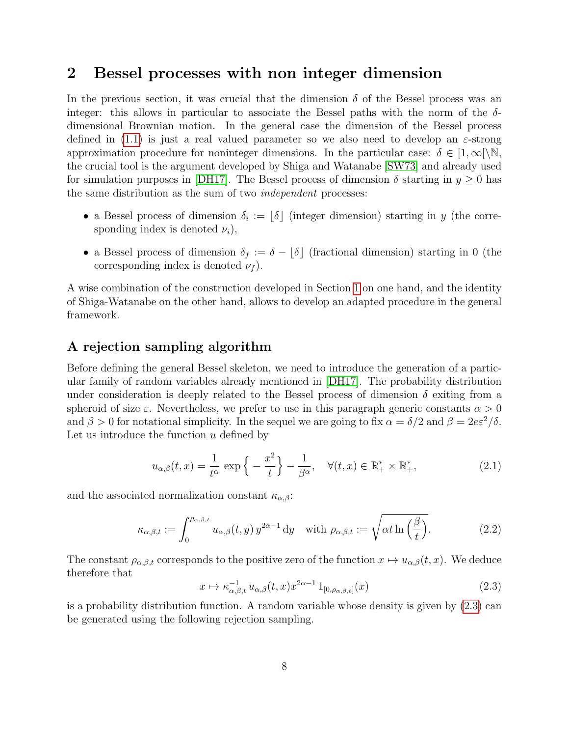# 2 Bessel processes with non integer dimension

In the previous section, it was crucial that the dimension $\delta$ of the Bessel process was an integer: this allows in particular to associate the Bessel paths with the norm of the $\delta$-dimensional Brownian motion. In the general case the dimension of the Bessel process defined in (1.1) is just a real valued parameter so we also need to develop an $\varepsilon$-strong approximation procedure for noninteger dimensions. In the particular case: $\delta \in [1, \infty[\setminus \mathbb{N}$, the crucial tool is the argument developed by Shiga and Watanabe [SW73] and already used for simulation purposes in [DH17]. The Bessel process of dimension $\delta$ starting in $y \geq 0$ has the same distribution as the sum of two *independent* processes:

- a Bessel process of dimension $\delta_i := \lfloor \delta \rfloor$ (integer dimension) starting in $y$ (the corresponding index is denoted $\nu_i$),
- a Bessel process of dimension $\delta_f := \delta - \lfloor \delta \rfloor$ (fractional dimension) starting in 0 (the corresponding index is denoted $\nu_f$).

A wise combination of the construction developed in Section 1 on one hand, and the identity of Shiga-Watanabe on the other hand, allows to develop an adapted procedure in the general framework.

### A rejection sampling algorithm

Before defining the general Bessel skeleton, we need to introduce the generation of a particular family of random variables already mentioned in [DH17]. The probability distribution under consideration is deeply related to the Bessel process of dimension $\delta$ exiting from a spheroid of size $\varepsilon$. Nevertheless, we prefer to use in this paragraph generic constants $\alpha > 0$ and $\beta > 0$ for notational simplicity. In the sequel we are going to fix $\alpha = \delta/2$ and $\beta = 2e\varepsilon^2/\delta$. Let us introduce the function $u$ defined by

$$u_{\alpha,\beta}(t,x) = \frac{1}{t^\alpha} \exp\Big\{ -\frac{x^2}{t} \Big\} - \frac{1}{\beta^\alpha}, \quad \forall (t,x) \in \mathbb{R}_+^* \times \mathbb{R}_+^*, \tag{2.1}$$

and the associated normalization constant $\kappa_{\alpha,\beta}$:

$$\kappa_{\alpha,\beta,t} := \int_0^{\rho_{\alpha,\beta,t}} u_{\alpha,\beta}(t,y)\, y^{2\alpha-1}\, \mathrm{d}y \quad \text{with } \rho_{\alpha,\beta,t} := \sqrt{\alpha t \ln\Big(\frac{\beta}{t}\Big)}. \tag{2.2}$$

The constant $\rho_{\alpha,\beta,t}$ corresponds to the positive zero of the function $x \mapsto u_{\alpha,\beta}(t,x)$. We deduce therefore that

$$x \mapsto \kappa_{\alpha,\beta,t}^{-1}\, u_{\alpha,\beta}(t,x) x^{2\alpha-1}\, 1_{[0,\rho_{\alpha,\beta,t}]}(x) \tag{2.3}$$

is a probability distribution function. A random variable whose density is given by (2.3) can be generated using the following rejection sampling.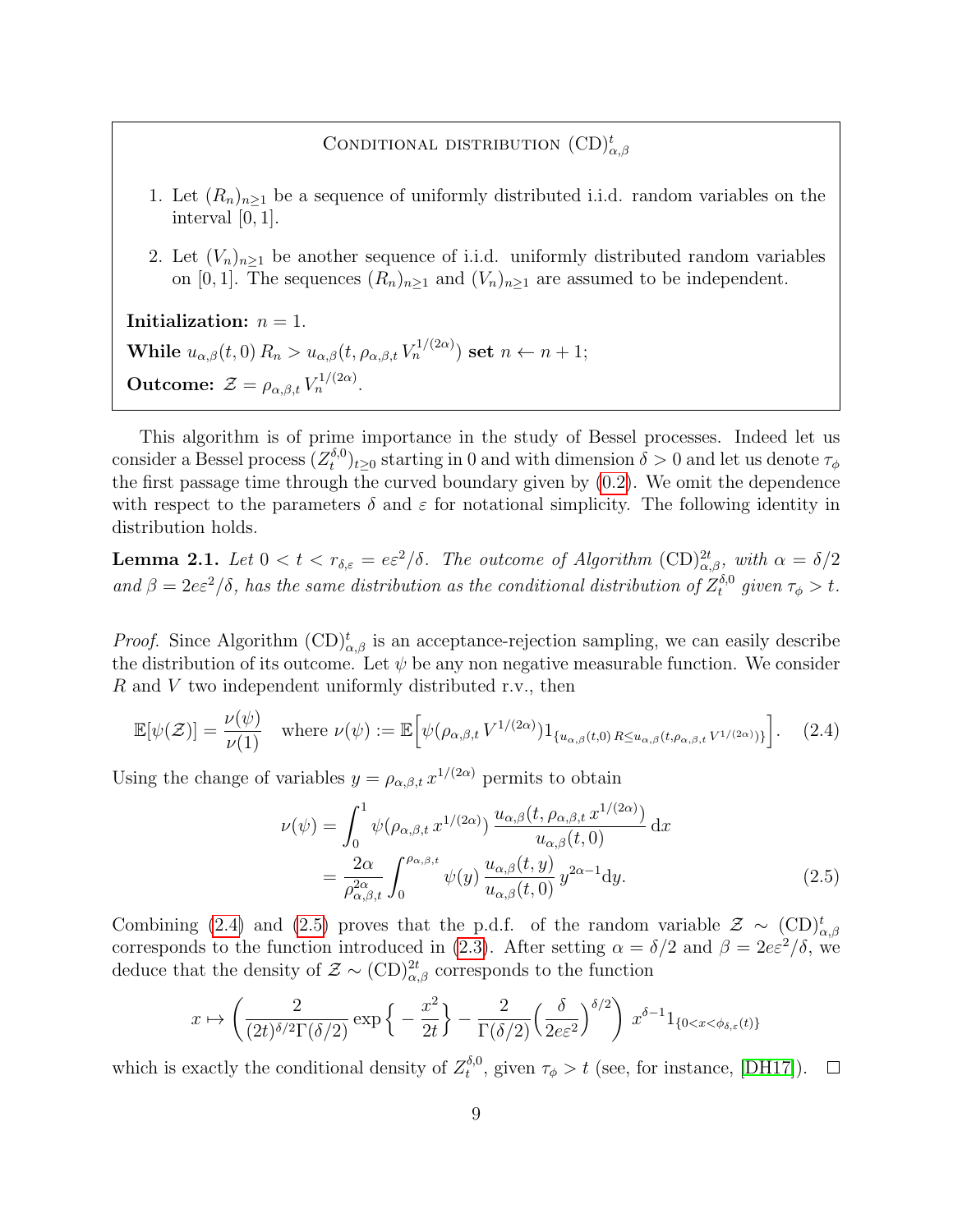**Conditional distribution** $(\mathrm{CD})^t_{\alpha,\beta}$

1. Let $(R_n)_{n\geq 1}$ be a sequence of uniformly distributed i.i.d. random variables on the interval $[0,1]$.
2. Let $(V_n)_{n\geq 1}$ be another sequence of i.i.d. uniformly distributed random variables on $[0,1]$. The sequences $(R_n)_{n\geq 1}$ and $(V_n)_{n\geq 1}$ are assumed to be independent.

**Initialization:** $n = 1$.

**While** $u_{\alpha,\beta}(t,0)\, R_n > u_{\alpha,\beta}(t, \rho_{\alpha,\beta,t}\, V_n^{1/(2\alpha)})$ **set** $n \leftarrow n+1$;

**Outcome:** $\mathcal{Z} = \rho_{\alpha,\beta,t}\, V_n^{1/(2\alpha)}$.

This algorithm is of prime importance in the study of Bessel processes. Indeed let us consider a Bessel process $(Z_t^{\delta,0})_{t\geq 0}$ starting in 0 and with dimension $\delta > 0$ and let us denote $\tau_\phi$ the first passage time through the curved boundary given by (0.2). We omit the dependence with respect to the parameters $\delta$ and $\varepsilon$ for notational simplicity. The following identity in distribution holds.

**Lemma 2.1.** *Let $0 < t < r_{\delta,\varepsilon} = e\varepsilon^2/\delta$. The outcome of Algorithm $(\mathrm{CD})^{2t}_{\alpha,\beta}$, with $\alpha = \delta/2$ and $\beta = 2e\varepsilon^2/\delta$, has the same distribution as the conditional distribution of $Z_t^{\delta,0}$ given $\tau_\phi > t$.*

*Proof.* Since Algorithm $(\mathrm{CD})^t_{\alpha,\beta}$ is an acceptance-rejection sampling, we can easily describe the distribution of its outcome. Let $\psi$ be any non negative measurable function. We consider $R$ and $V$ two independent uniformly distributed r.v., then

$$\mathbb{E}[\psi(\mathcal{Z})] = \frac{\nu(\psi)}{\nu(1)} \quad \text{where } \nu(\psi) := \mathbb{E}\Big[\psi(\rho_{\alpha,\beta,t}\, V^{1/(2\alpha)}) 1_{\{u_{\alpha,\beta}(t,0)\, R \leq u_{\alpha,\beta}(t,\rho_{\alpha,\beta,t}\, V^{1/(2\alpha)})\}}\Big]. \tag{2.4}$$

Using the change of variables $y = \rho_{\alpha,\beta,t}\, x^{1/(2\alpha)}$ permits to obtain

$$\begin{aligned}
\nu(\psi) &= \int_0^1 \psi(\rho_{\alpha,\beta,t}\, x^{1/(2\alpha)})\, \frac{u_{\alpha,\beta}(t, \rho_{\alpha,\beta,t}\, x^{1/(2\alpha)})}{u_{\alpha,\beta}(t,0)}\, \mathrm{d}x \\
&= \frac{2\alpha}{\rho^{2\alpha}_{\alpha,\beta,t}} \int_0^{\rho_{\alpha,\beta,t}} \psi(y)\, \frac{u_{\alpha,\beta}(t,y)}{u_{\alpha,\beta}(t,0)}\, y^{2\alpha-1} \mathrm{d}y.
\end{aligned} \tag{2.5}$$

Combining (2.4) and (2.5) proves that the p.d.f. of the random variable $\mathcal{Z} \sim (\mathrm{CD})^t_{\alpha,\beta}$ corresponds to the function introduced in (2.3). After setting $\alpha = \delta/2$ and $\beta = 2e\varepsilon^2/\delta$, we deduce that the density of $\mathcal{Z} \sim (\mathrm{CD})^{2t}_{\alpha,\beta}$ corresponds to the function

$$x \mapsto \left( \frac{2}{(2t)^{\delta/2}\Gamma(\delta/2)} \exp\Big\{ -\frac{x^2}{2t} \Big\} - \frac{2}{\Gamma(\delta/2)} \Big( \frac{\delta}{2e\varepsilon^2} \Big)^{\delta/2} \right) x^{\delta-1} 1_{\{0<x<\phi_{\delta,\varepsilon}(t)\}}$$

which is exactly the conditional density of $Z_t^{\delta,0}$, given $\tau_\phi > t$ (see, for instance, [DH17]). $\square$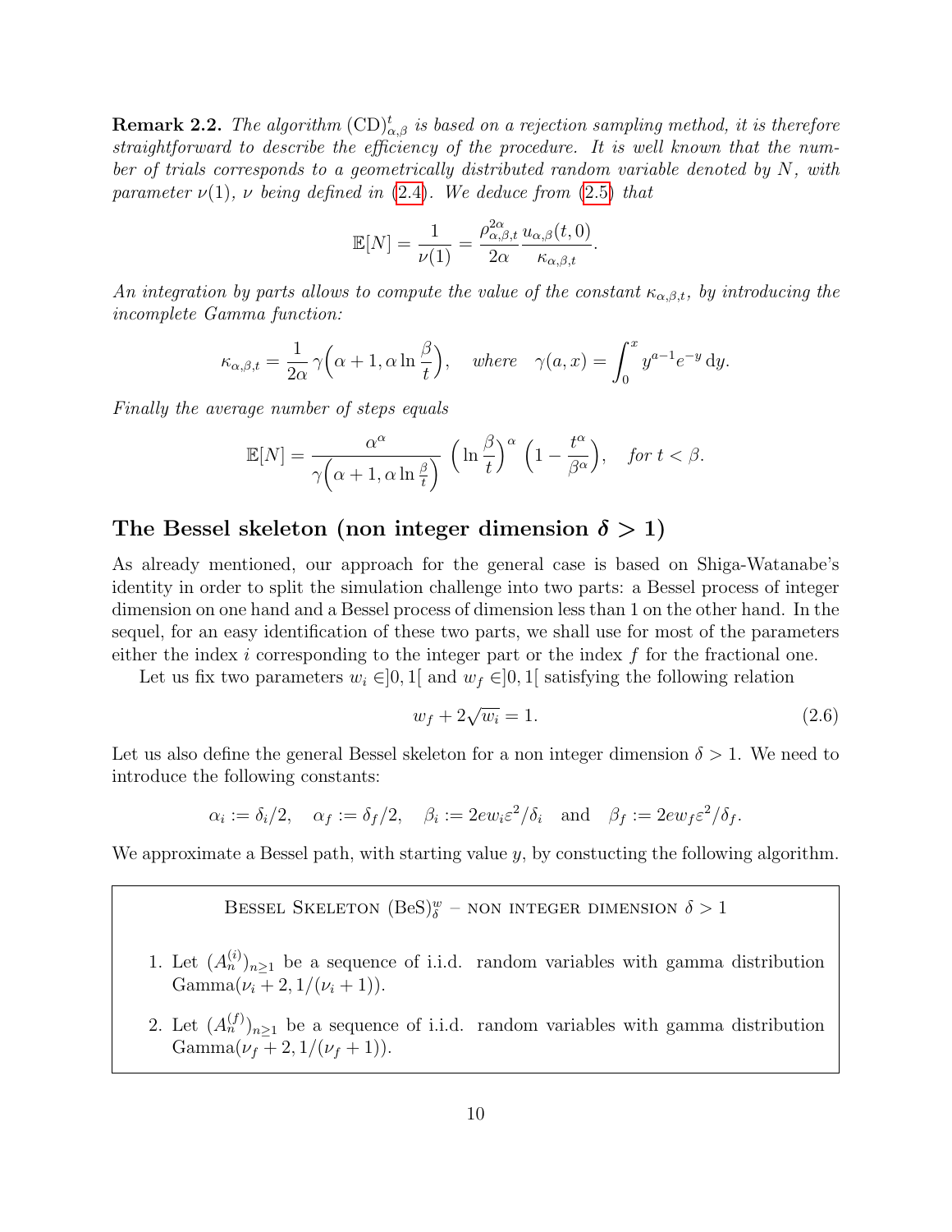**Remark 2.2.** *The algorithm $(\mathrm{CD})^t_{\alpha,\beta}$ is based on a rejection sampling method, it is therefore straightforward to describe the efficiency of the procedure. It is well known that the number of trials corresponds to a geometrically distributed random variable denoted by $N$, with parameter $\nu(1)$, $\nu$ being defined in (2.4). We deduce from (2.5) that*

$$\mathbb{E}[N] = \frac{1}{\nu(1)} = \frac{\rho^{2\alpha}_{\alpha,\beta,t}}{2\alpha} \frac{u_{\alpha,\beta}(t,0)}{\kappa_{\alpha,\beta,t}}.$$

*An integration by parts allows to compute the value of the constant $\kappa_{\alpha,\beta,t}$, by introducing the incomplete Gamma function:*

$$\kappa_{\alpha,\beta,t} = \frac{1}{2\alpha}\, \gamma\Big(\alpha+1, \alpha \ln \frac{\beta}{t}\Big), \quad \textit{where} \quad \gamma(a,x) = \int_0^x y^{a-1} e^{-y}\, \mathrm{d}y.$$

*Finally the average number of steps equals*

$$\mathbb{E}[N] = \frac{\alpha^\alpha}{\gamma\Big(\alpha+1, \alpha \ln \frac{\beta}{t}\Big)} \, \Big(\ln \frac{\beta}{t}\Big)^\alpha \, \Big(1 - \frac{t^\alpha}{\beta^\alpha}\Big), \quad \textit{for } t < \beta.$$

## The Bessel skeleton (non integer dimension $\delta > 1$)

As already mentioned, our approach for the general case is based on Shiga-Watanabe's identity in order to split the simulation challenge into two parts: a Bessel process of integer dimension on one hand and a Bessel process of dimension less than 1 on the other hand. In the sequel, for an easy identification of these two parts, we shall use for most of the parameters either the index $i$ corresponding to the integer part or the index $f$ for the fractional one.

Let us fix two parameters $w_i \in ]0,1[$ and $w_f \in ]0,1[$ satisfying the following relation

$$w_f + 2\sqrt{w_i} = 1. \tag{2.6}$$

Let us also define the general Bessel skeleton for a non integer dimension $\delta > 1$. We need to introduce the following constants:

$$\alpha_i := \delta_i/2, \quad \alpha_f := \delta_f/2, \quad \beta_i := 2ew_i\varepsilon^2/\delta_i \quad \text{and} \quad \beta_f := 2ew_f\varepsilon^2/\delta_f.$$

We approximate a Bessel path, with starting value $y$, by constucting the following algorithm.

> BESSEL SKELETON $(\mathrm{BeS})^w_\delta$ – NON INTEGER DIMENSION $\delta > 1$
>
> 1. Let $(A^{(i)}_n)_{n\geq 1}$ be a sequence of i.i.d. random variables with gamma distribution $\mathrm{Gamma}(\nu_i + 2, 1/(\nu_i + 1))$.
> 2. Let $(A^{(f)}_n)_{n\geq 1}$ be a sequence of i.i.d. random variables with gamma distribution $\mathrm{Gamma}(\nu_f + 2, 1/(\nu_f + 1))$.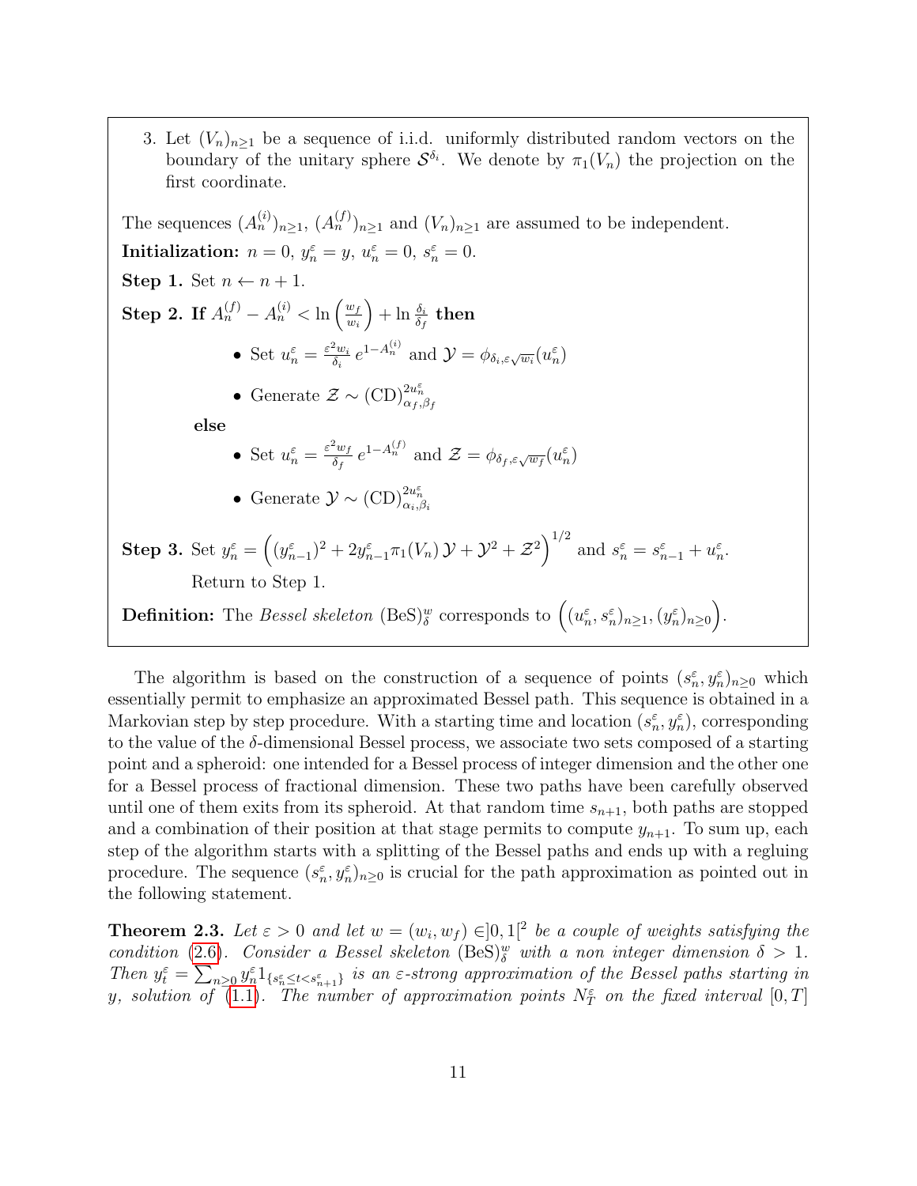3. Let $(V_n)_{n\geq 1}$ be a sequence of i.i.d. uniformly distributed random vectors on the boundary of the unitary sphere $\mathcal{S}^{\delta_i}$. We denote by $\pi_1(V_n)$ the projection on the first coordinate.

The sequences $(A_n^{(i)})_{n\geq 1}$, $(A_n^{(f)})_{n\geq 1}$ and $(V_n)_{n\geq 1}$ are assumed to be independent.

**Initialization:** $n = 0$, $y_n^\varepsilon = y$, $u_n^\varepsilon = 0$, $s_n^\varepsilon = 0$.

**Step 1.** Set $n \leftarrow n + 1$.

**Step 2. If** $A_n^{(f)} - A_n^{(i)} < \ln\left(\frac{w_f}{w_i}\right) + \ln \frac{\delta_i}{\delta_f}$ **then**

- Set $u_n^\varepsilon = \frac{\varepsilon^2 w_i}{\delta_i}\, e^{1-A_n^{(i)}}$ and $\mathcal{Y} = \phi_{\delta_i, \varepsilon\sqrt{w_i}}(u_n^\varepsilon)$
- Generate $\mathcal{Z} \sim (\mathrm{CD})^{2u_n^\varepsilon}_{\alpha_f, \beta_f}$

**else**

- Set $u_n^\varepsilon = \frac{\varepsilon^2 w_f}{\delta_f}\, e^{1-A_n^{(f)}}$ and $\mathcal{Z} = \phi_{\delta_f, \varepsilon\sqrt{w_f}}(u_n^\varepsilon)$
- Generate $\mathcal{Y} \sim (\mathrm{CD})^{2u_n^\varepsilon}_{\alpha_i, \beta_i}$

**Step 3.** Set $y_n^\varepsilon = \left((y_{n-1}^\varepsilon)^2 + 2y_{n-1}^\varepsilon \pi_1(V_n)\, \mathcal{Y} + \mathcal{Y}^2 + \mathcal{Z}^2\right)^{1/2}$ and $s_n^\varepsilon = s_{n-1}^\varepsilon + u_n^\varepsilon$.

Return to Step 1.

**Definition:** The *Bessel skeleton* $(\mathrm{BeS})^w_\delta$ corresponds to $\Big((u_n^\varepsilon, s_n^\varepsilon)_{n\geq 1}, (y_n^\varepsilon)_{n\geq 0}\Big)$.

The algorithm is based on the construction of a sequence of points $(s_n^\varepsilon, y_n^\varepsilon)_{n\geq 0}$ which essentially permit to emphasize an approximated Bessel path. This sequence is obtained in a Markovian step by step procedure. With a starting time and location $(s_n^\varepsilon, y_n^\varepsilon)$, corresponding to the value of the $\delta$-dimensional Bessel process, we associate two sets composed of a starting point and a spheroid: one intended for a Bessel process of integer dimension and the other one for a Bessel process of fractional dimension. These two paths have been carefully observed until one of them exits from its spheroid. At that random time $s_{n+1}$, both paths are stopped and a combination of their position at that stage permits to compute $y_{n+1}$. To sum up, each step of the algorithm starts with a splitting of the Bessel paths and ends up with a regluing procedure. The sequence $(s_n^\varepsilon, y_n^\varepsilon)_{n\geq 0}$ is crucial for the path approximation as pointed out in the following statement.

**Theorem 2.3.** *Let $\varepsilon > 0$ and let $w = (w_i, w_f) \in ]0,1[^2$ be a couple of weights satisfying the condition (2.6). Consider a Bessel skeleton $(\mathrm{BeS})^w_\delta$ with a non integer dimension $\delta > 1$. Then $y_t^\varepsilon = \sum_{n\geq 0} y_n^\varepsilon 1_{\{s_n^\varepsilon \leq t < s_{n+1}^\varepsilon\}}$ is an $\varepsilon$-strong approximation of the Bessel paths starting in $y$, solution of (1.1). The number of approximation points $N_T^\varepsilon$ on the fixed interval $[0, T]$*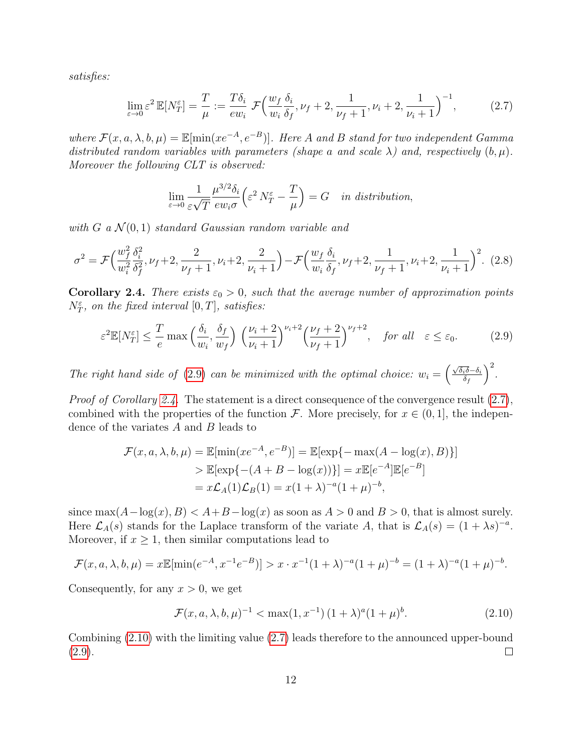*satisfies:*

$$\lim_{\varepsilon\to 0} \varepsilon^2\, \mathbb{E}[N_T^\varepsilon] = \frac{T}{\mu} := \frac{T\delta_i}{ew_i}\, \mathcal{F}\Big(\frac{w_f}{w_i}\frac{\delta_i}{\delta_f}, \nu_f+2, \frac{1}{\nu_f+1}, \nu_i+2, \frac{1}{\nu_i+1}\Big)^{-1}, \tag{2.7}$$

*where* $\mathcal{F}(x, a, \lambda, b, \mu) = \mathbb{E}[\min(xe^{-A}, e^{-B})]$. *Here* $A$ *and* $B$ *stand for two independent Gamma distributed random variables with parameters (shape* $a$ *and scale* $\lambda$*) and, respectively* $(b, \mu)$. *Moreover the following CLT is observed:*

$$\lim_{\varepsilon\to 0} \frac{1}{\varepsilon\sqrt{T}} \frac{\mu^{3/2}\delta_i}{ew_i\sigma}\Big(\varepsilon^2\, N_T^\varepsilon - \frac{T}{\mu}\Big) = G \quad \textit{in distribution},$$

*with* $G$ *a* $\mathcal{N}(0,1)$ *standard Gaussian random variable and*

$$\sigma^2 = \mathcal{F}\Big(\frac{w_f^2}{w_i^2}\frac{\delta_i^2}{\delta_f^2}, \nu_f+2, \frac{2}{\nu_f+1}, \nu_i+2, \frac{2}{\nu_i+1}\Big) - \mathcal{F}\Big(\frac{w_f}{w_i}\frac{\delta_i}{\delta_f}, \nu_f+2, \frac{1}{\nu_f+1}, \nu_i+2, \frac{1}{\nu_i+1}\Big)^2. \tag{2.8}$$

**Corollary 2.4.** *There exists* $\varepsilon_0 > 0$*, such that the average number of approximation points* $N_T^\varepsilon$*, on the fixed interval* $[0, T]$*, satisfies:*

$$\varepsilon^2 \mathbb{E}[N_T^\varepsilon] \le \frac{T}{e}\max\Big(\frac{\delta_i}{w_i}, \frac{\delta_f}{w_f}\Big)\, \Big(\frac{\nu_i+2}{\nu_i+1}\Big)^{\nu_i+2}\Big(\frac{\nu_f+2}{\nu_f+1}\Big)^{\nu_f+2}, \quad \textit{for all} \quad \varepsilon \le \varepsilon_0. \tag{2.9}$$

*The right hand side of* (2.9) *can be minimized with the optimal choice:* $w_i = \Big(\frac{\sqrt{\delta_i\delta} - \delta_i}{\delta_f}\Big)^2$.

*Proof of Corollary 2.4.* The statement is a direct consequence of the convergence result (2.7), combined with the properties of the function $\mathcal{F}$. More precisely, for $x \in (0, 1]$, the independence of the variates $A$ and $B$ leads to

$$\begin{aligned}
\mathcal{F}(x, a, \lambda, b, \mu) &= \mathbb{E}[\min(xe^{-A}, e^{-B})] = \mathbb{E}[\exp\{-\max(A - \log(x), B)\}] \\
&> \mathbb{E}[\exp\{-(A + B - \log(x))\}] = x\mathbb{E}[e^{-A}]\mathbb{E}[e^{-B}] \\
&= x\mathcal{L}_A(1)\mathcal{L}_B(1) = x(1+\lambda)^{-a}(1+\mu)^{-b},
\end{aligned}$$

since $\max(A - \log(x), B) < A + B - \log(x)$ as soon as $A > 0$ and $B > 0$, that is almost surely. Here $\mathcal{L}_A(s)$ stands for the Laplace transform of the variate $A$, that is $\mathcal{L}_A(s) = (1 + \lambda s)^{-a}$. Moreover, if $x \ge 1$, then similar computations lead to

$$\mathcal{F}(x, a, \lambda, b, \mu) = x\mathbb{E}[\min(e^{-A}, x^{-1}e^{-B})] > x \cdot x^{-1}(1+\lambda)^{-a}(1+\mu)^{-b} = (1+\lambda)^{-a}(1+\mu)^{-b}.$$

Consequently, for any $x > 0$, we get

$$\mathcal{F}(x, a, \lambda, b, \mu)^{-1} < \max(1, x^{-1})\,(1+\lambda)^a(1+\mu)^b. \tag{2.10}$$

Combining (2.10) with the limiting value (2.7) leads therefore to the announced upper-bound (2.9). $\square$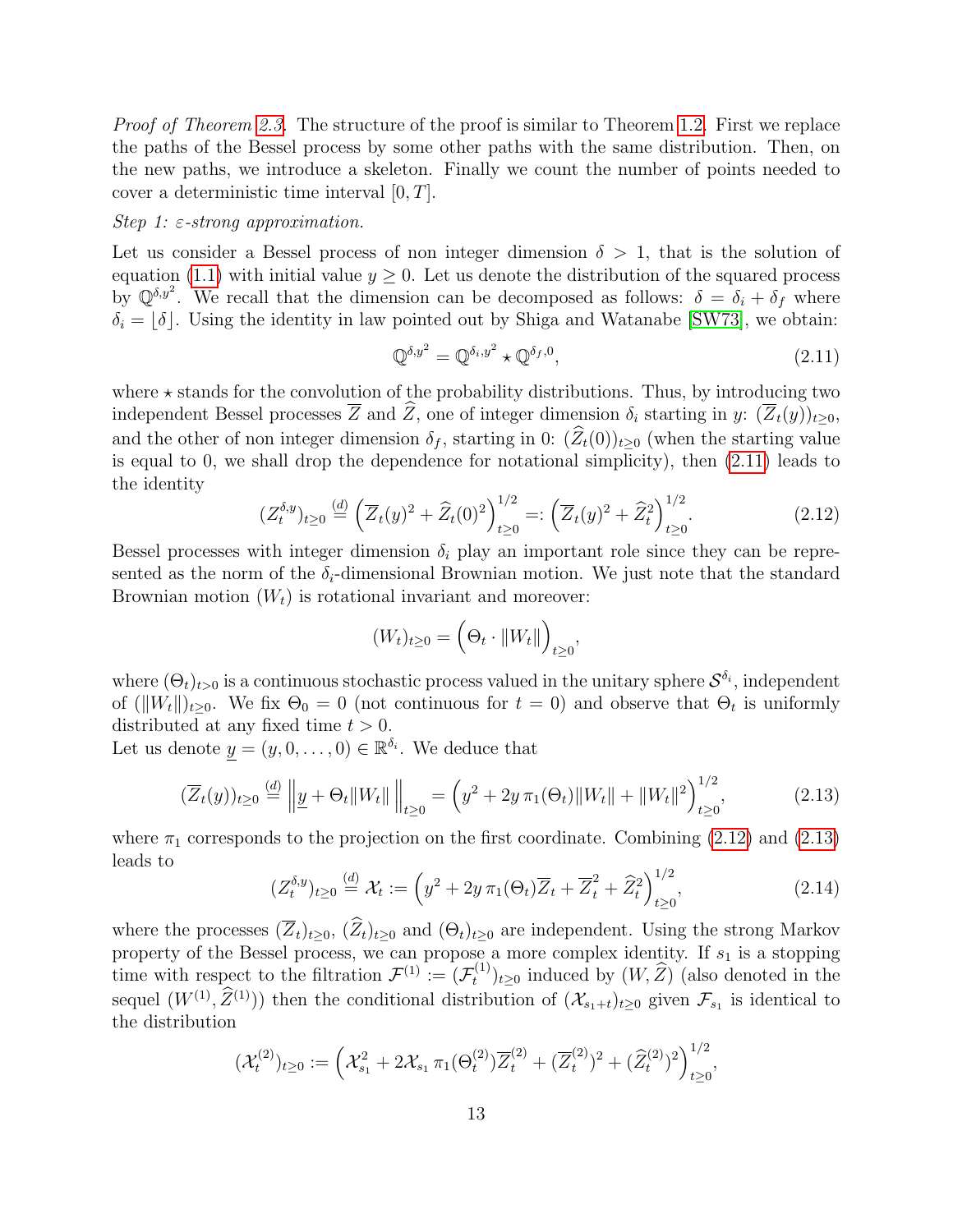*Proof of Theorem 2.3.* The structure of the proof is similar to Theorem 1.2. First we replace the paths of the Bessel process by some other paths with the same distribution. Then, on the new paths, we introduce a skeleton. Finally we count the number of points needed to cover a deterministic time interval $[0, T]$.

*Step 1: $\varepsilon$-strong approximation.*

Let us consider a Bessel process of non integer dimension $\delta > 1$, that is the solution of equation (1.1) with initial value $y \geq 0$. Let us denote the distribution of the squared process by $\mathbb{Q}^{\delta, y^2}$. We recall that the dimension can be decomposed as follows: $\delta = \delta_i + \delta_f$ where $\delta_i = \lfloor \delta \rfloor$. Using the identity in law pointed out by Shiga and Watanabe [SW73], we obtain:

$$\mathbb{Q}^{\delta, y^2} = \mathbb{Q}^{\delta_i, y^2} \star \mathbb{Q}^{\delta_f, 0}, \tag{2.11}$$

where $\star$ stands for the convolution of the probability distributions. Thus, by introducing two independent Bessel processes $\overline{Z}$ and $\widehat{Z}$, one of integer dimension $\delta_i$ starting in $y$: $(\overline{Z}_t(y))_{t\geq 0}$, and the other of non integer dimension $\delta_f$, starting in 0: $(\widehat{Z}_t(0))_{t\geq 0}$ (when the starting value is equal to 0, we shall drop the dependence for notational simplicity), then (2.11) leads to the identity

$$(Z_t^{\delta, y})_{t\geq 0} \overset{(d)}{=} \Big( \overline{Z}_t(y)^2 + \widehat{Z}_t(0)^2 \Big)^{1/2}_{t\geq 0} =: \Big( \overline{Z}_t(y)^2 + \widehat{Z}_t^2 \Big)^{1/2}_{t\geq 0}. \tag{2.12}$$

Bessel processes with integer dimension $\delta_i$ play an important role since they can be represented as the norm of the $\delta_i$-dimensional Brownian motion. We just note that the standard Brownian motion $(W_t)$ is rotational invariant and moreover:

$$(W_t)_{t\geq 0} = \Big( \Theta_t \cdot \|W_t\| \Big)_{t\geq 0},$$

where $(\Theta_t)_{t>0}$ is a continuous stochastic process valued in the unitary sphere $\mathcal{S}^{\delta_i}$, independent of $(\|W_t\|)_{t\geq 0}$. We fix $\Theta_0 = 0$ (not continuous for $t = 0$) and observe that $\Theta_t$ is uniformly distributed at any fixed time $t > 0$.
Let us denote $\underline{y} = (y, 0, \ldots, 0) \in \mathbb{R}^{\delta_i}$. We deduce that

$$(\overline{Z}_t(y))_{t\geq 0} \overset{(d)}{=} \Big\| \underline{y} + \Theta_t \|W_t\| \Big\|_{t\geq 0} = \Big( y^2 + 2y\, \pi_1(\Theta_t) \|W_t\| + \|W_t\|^2 \Big)^{1/2}_{t\geq 0}, \tag{2.13}$$

where $\pi_1$ corresponds to the projection on the first coordinate. Combining (2.12) and (2.13) leads to

$$(Z_t^{\delta, y})_{t\geq 0} \overset{(d)}{=} \mathcal{X}_t := \Big( y^2 + 2y\, \pi_1(\Theta_t) \overline{Z}_t + \overline{Z}_t^2 + \widehat{Z}_t^2 \Big)^{1/2}_{t\geq 0}, \tag{2.14}$$

where the processes $(\overline{Z}_t)_{t\geq 0}$, $(\widehat{Z}_t)_{t\geq 0}$ and $(\Theta_t)_{t\geq 0}$ are independent. Using the strong Markov property of the Bessel process, we can propose a more complex identity. If $s_1$ is a stopping time with respect to the filtration $\mathcal{F}^{(1)} := (\mathcal{F}_t^{(1)})_{t\geq 0}$ induced by $(W, \widehat{Z})$ (also denoted in the sequel $(W^{(1)}, \widehat{Z}^{(1)})$) then the conditional distribution of $(\mathcal{X}_{s_1+t})_{t\geq 0}$ given $\mathcal{F}_{s_1}$ is identical to the distribution

$$(\mathcal{X}_t^{(2)})_{t\geq 0} := \Big( \mathcal{X}_{s_1}^2 + 2\mathcal{X}_{s_1}\, \pi_1(\Theta_t^{(2)}) \overline{Z}_t^{(2)} + (\overline{Z}_t^{(2)})^2 + (\widehat{Z}_t^{(2)})^2 \Big)^{1/2}_{t\geq 0},$$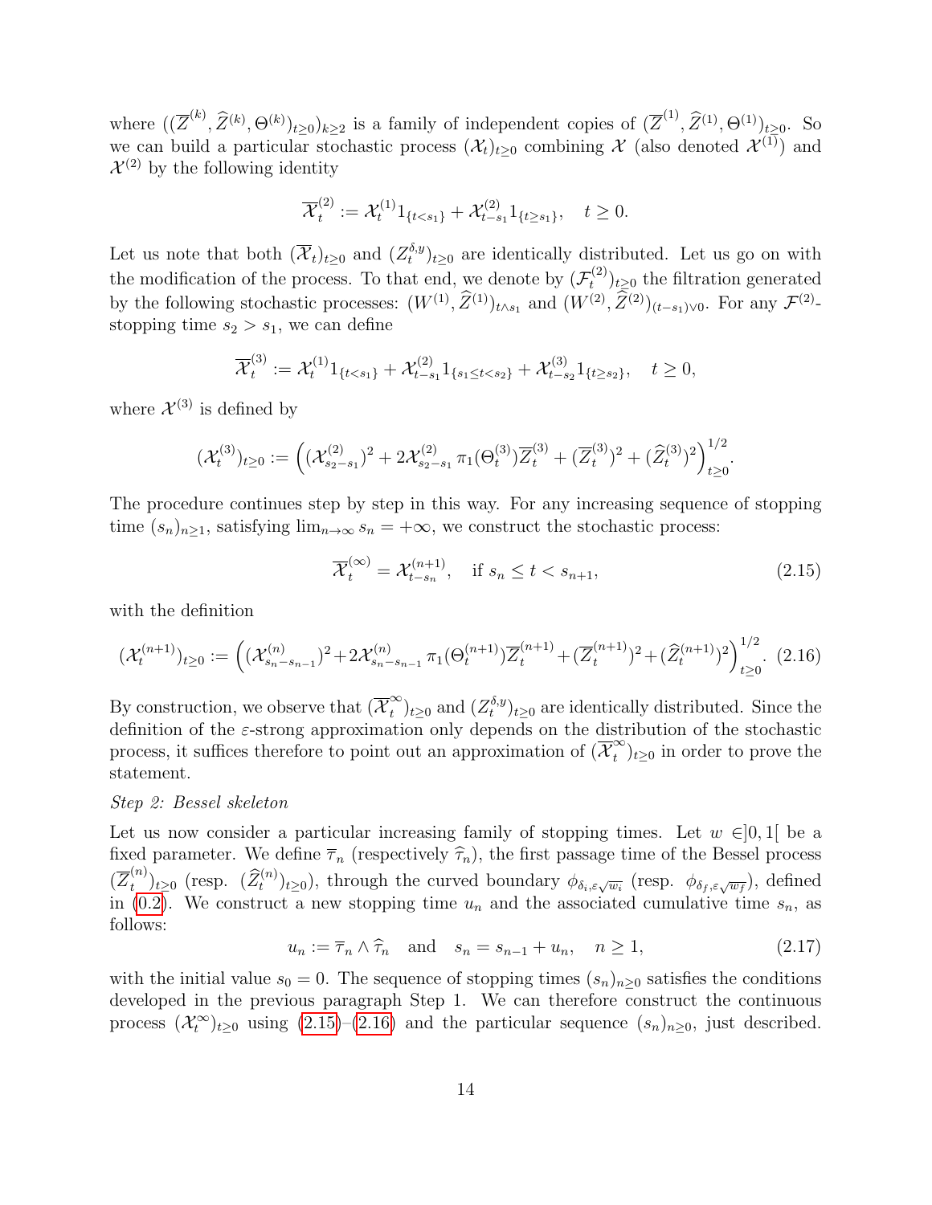where $((\overline{Z}^{(k)}, \widehat{Z}^{(k)}, \Theta^{(k)})_{t\geq 0})_{k\geq 2}$ is a family of independent copies of $(\overline{Z}^{(1)}, \widehat{Z}^{(1)}, \Theta^{(1)})_{t\geq 0}$. So we can build a particular stochastic process $(\mathcal{X}_t)_{t\geq 0}$ combining $\mathcal{X}$ (also denoted $\mathcal{X}^{(1)}$) and $\mathcal{X}^{(2)}$ by the following identity

$$\overline{\mathcal{X}}_t^{(2)} := \mathcal{X}_t^{(1)} 1_{\{t<s_1\}} + \mathcal{X}_{t-s_1}^{(2)} 1_{\{t\geq s_1\}}, \quad t \geq 0.$$

Let us note that both $(\overline{\mathcal{X}}_t)_{t\geq 0}$ and $(Z_t^{\delta,y})_{t\geq 0}$ are identically distributed. Let us go on with the modification of the process. To that end, we denote by $(\mathcal{F}_t^{(2)})_{t\geq 0}$ the filtration generated by the following stochastic processes: $(W^{(1)}, \widehat{Z}^{(1)})_{t\wedge s_1}$ and $(W^{(2)}, \widehat{Z}^{(2)})_{(t-s_1)\vee 0}$. For any $\mathcal{F}^{(2)}$-stopping time $s_2 > s_1$, we can define

$$\overline{\mathcal{X}}_t^{(3)} := \mathcal{X}_t^{(1)} 1_{\{t<s_1\}} + \mathcal{X}_{t-s_1}^{(2)} 1_{\{s_1\leq t<s_2\}} + \mathcal{X}_{t-s_2}^{(3)} 1_{\{t\geq s_2\}}, \quad t \geq 0,$$

where $\mathcal{X}^{(3)}$ is defined by

$$(\mathcal{X}_t^{(3)})_{t\geq 0} := \Big( (\mathcal{X}_{s_2-s_1}^{(2)})^2 + 2\mathcal{X}_{s_2-s_1}^{(2)}\, \pi_1(\Theta_t^{(3)})\overline{Z}_t^{(3)} + (\overline{Z}_t^{(3)})^2 + (\widehat{Z}_t^{(3)})^2 \Big)_{t\geq 0}^{1/2}.$$

The procedure continues step by step in this way. For any increasing sequence of stopping time $(s_n)_{n\geq 1}$, satisfying $\lim_{n\to\infty} s_n = +\infty$, we construct the stochastic process:

$$\overline{\mathcal{X}}_t^{(\infty)} = \mathcal{X}_{t-s_n}^{(n+1)}, \quad \text{if } s_n \leq t < s_{n+1}, \tag{2.15}$$

with the definition

$$(\mathcal{X}_t^{(n+1)})_{t\geq 0} := \Big( (\mathcal{X}_{s_n-s_{n-1}}^{(n)})^2 + 2\mathcal{X}_{s_n-s_{n-1}}^{(n)}\, \pi_1(\Theta_t^{(n+1)})\overline{Z}_t^{(n+1)} + (\overline{Z}_t^{(n+1)})^2 + (\widehat{Z}_t^{(n+1)})^2 \Big)_{t\geq 0}^{1/2}. \tag{2.16}$$

By construction, we observe that $(\overline{\mathcal{X}}_t^{\infty})_{t\geq 0}$ and $(Z_t^{\delta,y})_{t\geq 0}$ are identically distributed. Since the definition of the $\varepsilon$-strong approximation only depends on the distribution of the stochastic process, it suffices therefore to point out an approximation of $(\overline{\mathcal{X}}_t^{\infty})_{t\geq 0}$ in order to prove the statement.

*Step 2: Bessel skeleton*

Let us now consider a particular increasing family of stopping times. Let $w \in ]0,1[$ be a fixed parameter. We define $\overline{\tau}_n$ (respectively $\widehat{\tau}_n$), the first passage time of the Bessel process $(\overline{Z}_t^{(n)})_{t\geq 0}$ (resp. $(\widehat{Z}_t^{(n)})_{t\geq 0}$), through the curved boundary $\phi_{\delta_i,\varepsilon\sqrt{w_i}}$ (resp. $\phi_{\delta_f,\varepsilon\sqrt{w_f}}$), defined in (0.2). We construct a new stopping time $u_n$ and the associated cumulative time $s_n$, as follows:

$$u_n := \overline{\tau}_n \wedge \widehat{\tau}_n \quad \text{and} \quad s_n = s_{n-1} + u_n, \quad n \geq 1, \tag{2.17}$$

with the initial value $s_0 = 0$. The sequence of stopping times $(s_n)_{n\geq 0}$ satisfies the conditions developed in the previous paragraph Step 1. We can therefore construct the continuous process $(\mathcal{X}_t^{\infty})_{t\geq 0}$ using (2.15)–(2.16) and the particular sequence $(s_n)_{n\geq 0}$, just described.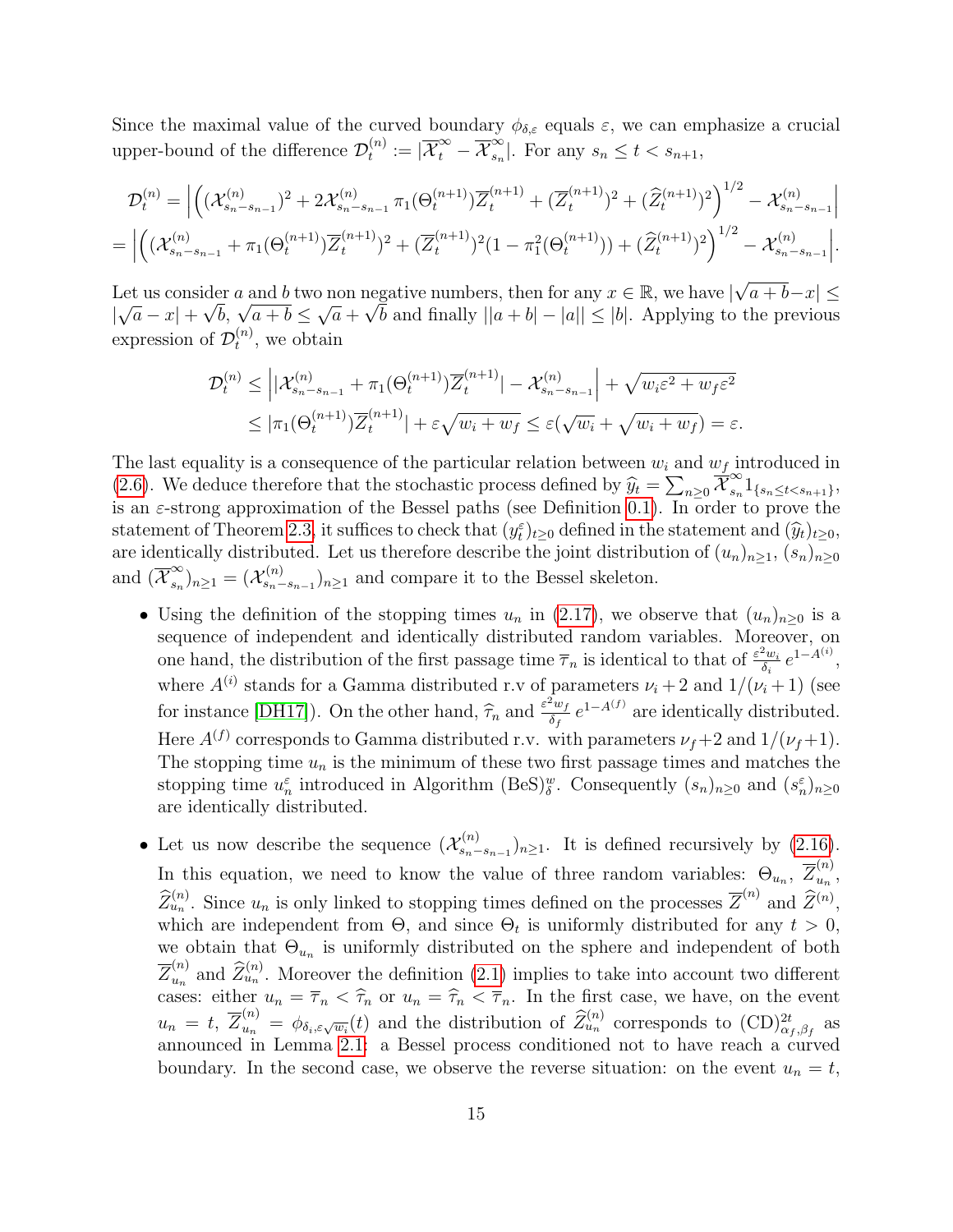Since the maximal value of the curved boundary $\phi_{\delta,\varepsilon}$ equals $\varepsilon$, we can emphasize a crucial upper-bound of the difference $\mathcal{D}_t^{(n)} := |\overline{\mathcal{X}}_t^\infty - \overline{\mathcal{X}}_{s_n}^\infty|$. For any $s_n \le t < s_{n+1}$,

$$
\begin{aligned}
\mathcal{D}_t^{(n)} &= \Big| \Big( (\mathcal{X}_{s_n - s_{n-1}}^{(n)})^2 + 2\mathcal{X}_{s_n - s_{n-1}}^{(n)}\, \pi_1(\Theta_t^{(n+1)})\overline{Z}_t^{(n+1)} + (\overline{Z}_t^{(n+1)})^2 + (\widehat{Z}_t^{(n+1)})^2 \Big)^{1/2} - \mathcal{X}_{s_n - s_{n-1}}^{(n)} \Big| \\
&= \Big| \Big( (\mathcal{X}_{s_n - s_{n-1}}^{(n)} + \pi_1(\Theta_t^{(n+1)})\overline{Z}_t^{(n+1)})^2 + (\overline{Z}_t^{(n+1)})^2 (1 - \pi_1^2(\Theta_t^{(n+1)})) + (\widehat{Z}_t^{(n+1)})^2 \Big)^{1/2} - \mathcal{X}_{s_n - s_{n-1}}^{(n)} \Big|.
\end{aligned}
$$

Let us consider $a$ and $b$ two non negative numbers, then for any $x \in \mathbb{R}$, we have $|\sqrt{a+b} - x| \le |\sqrt{a} - x| + \sqrt{b}$, $\sqrt{a+b} \le \sqrt{a} + \sqrt{b}$ and finally $||a+b| - |a|| \le |b|$. Applying to the previous expression of $\mathcal{D}_t^{(n)}$, we obtain

$$
\begin{aligned}
\mathcal{D}_t^{(n)} &\le \Big| |\mathcal{X}_{s_n - s_{n-1}}^{(n)} + \pi_1(\Theta_t^{(n+1)})\overline{Z}_t^{(n+1)}| - \mathcal{X}_{s_n - s_{n-1}}^{(n)} \Big| + \sqrt{w_i \varepsilon^2 + w_f \varepsilon^2} \\
&\le |\pi_1(\Theta_t^{(n+1)})\overline{Z}_t^{(n+1)}| + \varepsilon\sqrt{w_i + w_f} \le \varepsilon(\sqrt{w_i} + \sqrt{w_i + w_f}) = \varepsilon.
\end{aligned}
$$

The last equality is a consequence of the particular relation between $w_i$ and $w_f$ introduced in (2.6). We deduce therefore that the stochastic process defined by $\widehat{y}_t = \sum_{n\ge 0} \overline{\mathcal{X}}_{s_n}^\infty 1_{\{s_n \le t < s_{n+1}\}}$, is an $\varepsilon$-strong approximation of the Bessel paths (see Definition 0.1). In order to prove the statement of Theorem 2.3, it suffices to check that $(y_t^\varepsilon)_{t\ge 0}$ defined in the statement and $(\widehat{y}_t)_{t\ge 0}$, are identically distributed. Let us therefore describe the joint distribution of $(u_n)_{n\ge 1}$, $(s_n)_{n\ge 0}$ and $(\overline{\mathcal{X}}_{s_n}^\infty)_{n\ge 1} = (\mathcal{X}_{s_n - s_{n-1}}^{(n)})_{n\ge 1}$ and compare it to the Bessel skeleton.

- Using the definition of the stopping times $u_n$ in (2.17), we observe that $(u_n)_{n\ge 0}$ is a sequence of independent and identically distributed random variables. Moreover, on one hand, the distribution of the first passage time $\overline{\tau}_n$ is identical to that of $\frac{\varepsilon^2 w_i}{\delta_i} e^{1 - A^{(i)}}$, where $A^{(i)}$ stands for a Gamma distributed r.v of parameters $\nu_i + 2$ and $1/(\nu_i + 1)$ (see for instance [DH17]). On the other hand, $\widehat{\tau}_n$ and $\frac{\varepsilon^2 w_f}{\delta_f} e^{1 - A^{(f)}}$ are identically distributed. Here $A^{(f)}$ corresponds to Gamma distributed r.v. with parameters $\nu_f + 2$ and $1/(\nu_f + 1)$. The stopping time $u_n$ is the minimum of these two first passage times and matches the stopping time $u_n^\varepsilon$ introduced in Algorithm $(\mathrm{BeS})_\delta^w$. Consequently $(s_n)_{n\ge 0}$ and $(s_n^\varepsilon)_{n\ge 0}$ are identically distributed.

- Let us now describe the sequence $(\mathcal{X}_{s_n - s_{n-1}}^{(n)})_{n\ge 1}$. It is defined recursively by (2.16). In this equation, we need to know the value of three random variables: $\Theta_{u_n}$, $\overline{Z}_{u_n}^{(n)}$, $\widehat{Z}_{u_n}^{(n)}$. Since $u_n$ is only linked to stopping times defined on the processes $\overline{Z}^{(n)}$ and $\widehat{Z}^{(n)}$, which are independent from $\Theta$, and since $\Theta_t$ is uniformly distributed for any $t > 0$, we obtain that $\Theta_{u_n}$ is uniformly distributed on the sphere and independent of both $\overline{Z}_{u_n}^{(n)}$ and $\widehat{Z}_{u_n}^{(n)}$. Moreover the definition (2.1) implies to take into account two different cases: either $u_n = \overline{\tau}_n < \widehat{\tau}_n$ or $u_n = \widehat{\tau}_n < \overline{\tau}_n$. In the first case, we have, on the event $u_n = t$, $\overline{Z}_{u_n}^{(n)} = \phi_{\delta_i, \varepsilon\sqrt{w_i}}(t)$ and the distribution of $\widehat{Z}_{u_n}^{(n)}$ corresponds to $(\mathrm{CD})_{\alpha_f, \beta_f}^{2t}$ as announced in Lemma 2.1: a Bessel process conditioned not to have reach a curved boundary. In the second case, we observe the reverse situation: on the event $u_n = t$,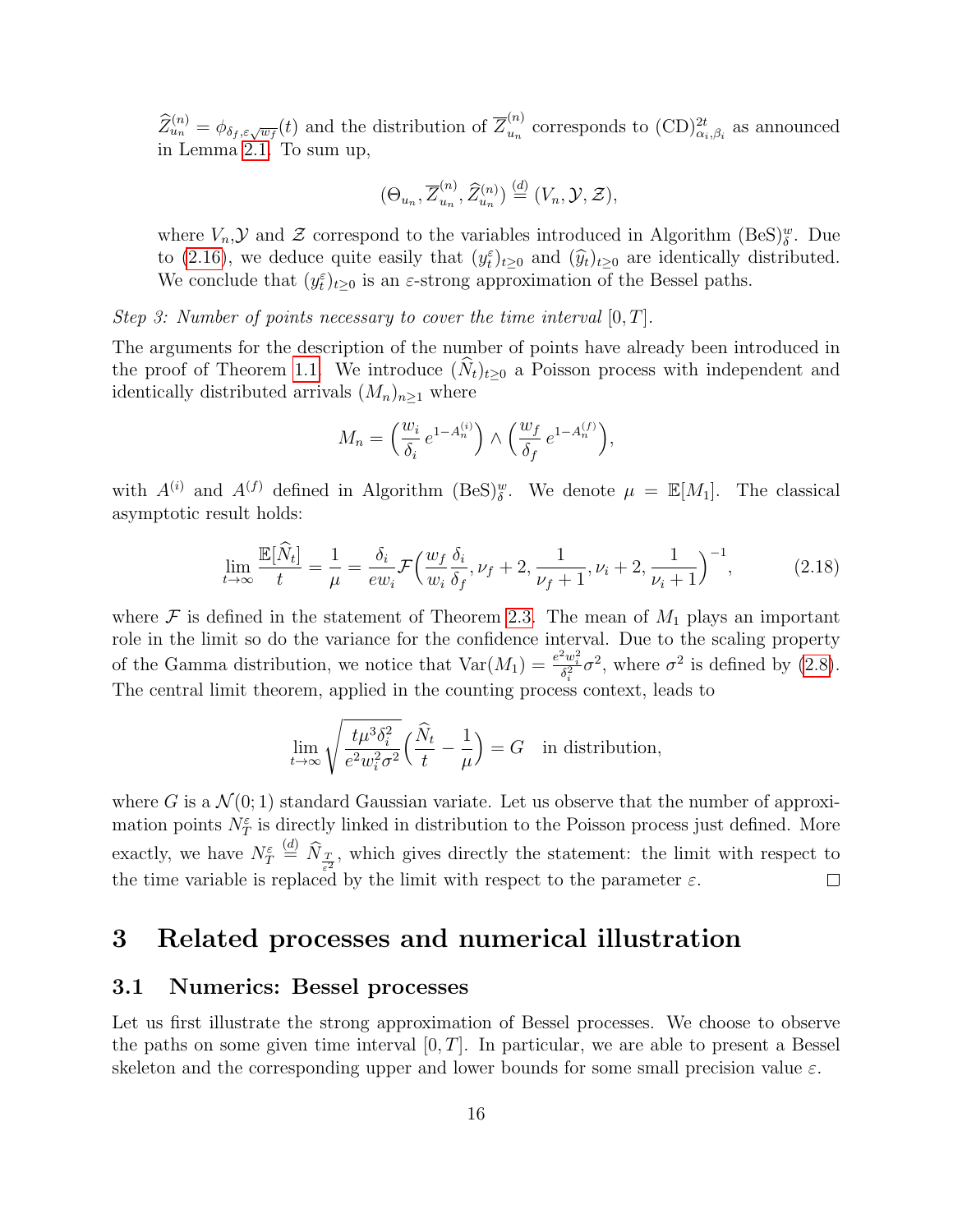$\widehat{Z}_{u_n}^{(n)} = \phi_{\delta_f,\varepsilon\sqrt{w_f}}(t)$ and the distribution of $\overline{Z}_{u_n}^{(n)}$ corresponds to $(\mathrm{CD})_{\alpha_i,\beta_i}^{2t}$ as announced in Lemma 2.1. To sum up,

$$(\Theta_{u_n}, \overline{Z}_{u_n}^{(n)}, \widehat{Z}_{u_n}^{(n)}) \overset{(d)}{=} (V_n, \mathcal{Y}, \mathcal{Z}),$$

where $V_n$,$\mathcal{Y}$ and $\mathcal{Z}$ correspond to the variables introduced in Algorithm $(\mathrm{BeS})_\delta^w$. Due to (2.16), we deduce quite easily that $(y_t^\varepsilon)_{t\geq 0}$ and $(\widehat{y}_t)_{t\geq 0}$ are identically distributed. We conclude that $(y_t^\varepsilon)_{t\geq 0}$ is an $\varepsilon$-strong approximation of the Bessel paths.

*Step 3: Number of points necessary to cover the time interval $[0,T]$.*

The arguments for the description of the number of points have already been introduced in the proof of Theorem 1.1. We introduce $(\widehat{N}_t)_{t\geq 0}$ a Poisson process with independent and identically distributed arrivals $(M_n)_{n\geq 1}$ where

$$M_n = \Big(\frac{w_i}{\delta_i}\, e^{1-A_n^{(i)}}\Big) \wedge \Big(\frac{w_f}{\delta_f}\, e^{1-A_n^{(f)}}\Big),$$

with $A^{(i)}$ and $A^{(f)}$ defined in Algorithm $(\mathrm{BeS})_\delta^w$. We denote $\mu = \mathbb{E}[M_1]$. The classical asymptotic result holds:

$$\lim_{t\to\infty} \frac{\mathbb{E}[\widehat{N}_t]}{t} = \frac{1}{\mu} = \frac{\delta_i}{e w_i} \mathcal{F}\Big(\frac{w_f}{w_i}\frac{\delta_i}{\delta_f}, \nu_f + 2, \frac{1}{\nu_f+1}, \nu_i + 2, \frac{1}{\nu_i+1}\Big)^{-1}, \tag{2.18}$$

where $\mathcal{F}$ is defined in the statement of Theorem 2.3. The mean of $M_1$ plays an important role in the limit so do the variance for the confidence interval. Due to the scaling property of the Gamma distribution, we notice that $\mathrm{Var}(M_1) = \frac{e^2 w_i^2}{\delta_i^2}\sigma^2$, where $\sigma^2$ is defined by (2.8). The central limit theorem, applied in the counting process context, leads to

$$\lim_{t\to\infty} \sqrt{\frac{t\mu^3\delta_i^2}{e^2 w_i^2 \sigma^2}}\Big(\frac{\widehat{N}_t}{t} - \frac{1}{\mu}\Big) = G \quad \text{in distribution,}$$

where $G$ is a $\mathcal{N}(0;1)$ standard Gaussian variate. Let us observe that the number of approximation points $N_T^\varepsilon$ is directly linked in distribution to the Poisson process just defined. More exactly, we have $N_T^\varepsilon \overset{(d)}{=} \widehat{N}_{\frac{T}{\varepsilon^2}}$, which gives directly the statement: the limit with respect to the time variable is replaced by the limit with respect to the parameter $\varepsilon$. $\square$

# 3 Related processes and numerical illustration

## 3.1 Numerics: Bessel processes

Let us first illustrate the strong approximation of Bessel processes. We choose to observe the paths on some given time interval $[0,T]$. In particular, we are able to present a Bessel skeleton and the corresponding upper and lower bounds for some small precision value $\varepsilon$.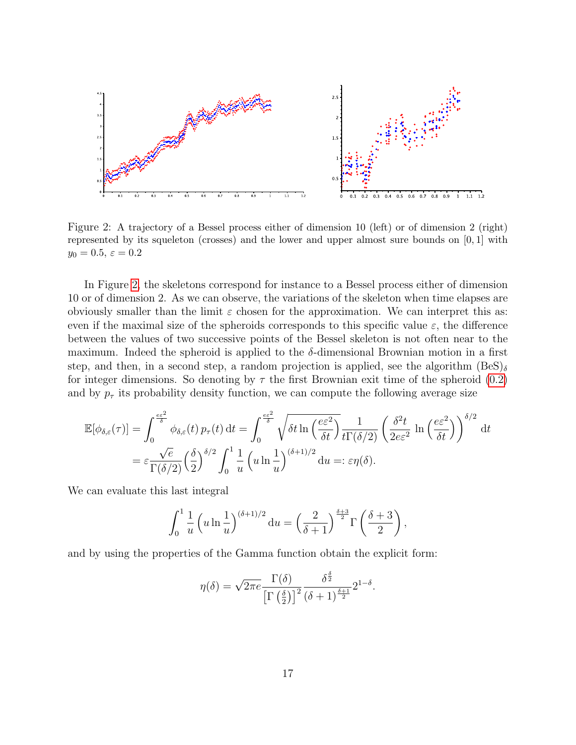Figure 2: A trajectory of a Bessel process either of dimension 10 (left) or of dimension 2 (right) represented by its squeleton (crosses) and the lower and upper almost sure bounds on $[0,1]$ with $y_0 = 0.5$, $\varepsilon = 0.2$

In Figure 2, the skeletons correspond for instance to a Bessel process either of dimension 10 or of dimension 2. As we can observe, the variations of the skeleton when time elapses are obviously smaller than the limit $\varepsilon$ chosen for the approximation. We can interpret this as: even if the maximal size of the spheroids corresponds to this specific value $\varepsilon$, the difference between the values of two successive points of the Bessel skeleton is not often near to the maximum. Indeed the spheroid is applied to the $\delta$-dimensional Brownian motion in a first step, and then, in a second step, a random projection is applied, see the algorithm $(\text{BeS})_\delta$ for integer dimensions. So denoting by $\tau$ the first Brownian exit time of the spheroid (0.2) and by $p_\tau$ its probability density function, we can compute the following average size

$$\mathbb{E}[\phi_{\delta,\varepsilon}(\tau)] = \int_0^{\frac{e\varepsilon^2}{\delta}} \phi_{\delta,\varepsilon}(t)\, p_\tau(t)\, \mathrm{d}t = \int_0^{\frac{e\varepsilon^2}{\delta}} \sqrt{\delta t \ln\Big(\frac{e\varepsilon^2}{\delta t}\Big)}\, \frac{1}{t\Gamma(\delta/2)} \left(\frac{\delta^2 t}{2e\varepsilon^2}\, \ln\Big(\frac{e\varepsilon^2}{\delta t}\Big)\right)^{\delta/2} \mathrm{d}t$$

$$= \varepsilon \frac{\sqrt{e}}{\Gamma(\delta/2)} \Big(\frac{\delta}{2}\Big)^{\delta/2} \int_0^1 \frac{1}{u} \Big(u \ln \frac{1}{u}\Big)^{(\delta+1)/2} \mathrm{d}u =: \varepsilon \eta(\delta).$$

We can evaluate this last integral

$$\int_0^1 \frac{1}{u} \Big(u \ln \frac{1}{u}\Big)^{(\delta+1)/2} \mathrm{d}u = \Big(\frac{2}{\delta+1}\Big)^{\frac{\delta+3}{2}} \Gamma\Big(\frac{\delta+3}{2}\Big),$$

and by using the properties of the Gamma function obtain the explicit form:

$$\eta(\delta) = \sqrt{2\pi e} \frac{\Gamma(\delta)}{\big[\Gamma\big(\frac{\delta}{2}\big)\big]^2} \frac{\delta^{\frac{\delta}{2}}}{(\delta+1)^{\frac{\delta+1}{2}}} 2^{1-\delta}.$$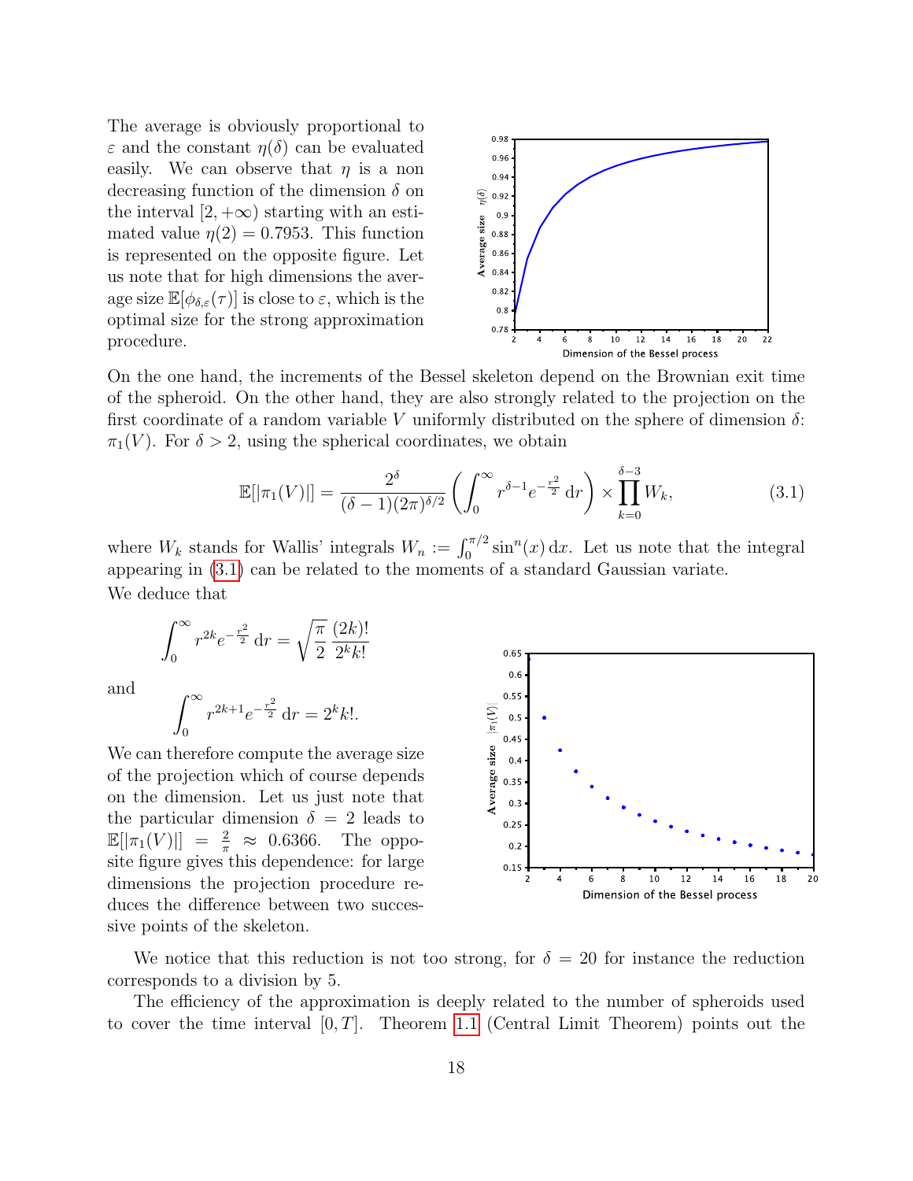The average is obviously proportional to $\varepsilon$ and the constant $\eta(\delta)$ can be evaluated easily. We can observe that $\eta$ is a non decreasing function of the dimension $\delta$ on the interval $[2, +\infty)$ starting with an estimated value $\eta(2) = 0.7953$. This function is represented on the opposite figure. Let us note that for high dimensions the average size $\mathbb{E}[\phi_{\delta,\varepsilon}(\tau)]$ is close to $\varepsilon$, which is the optimal size for the strong approximation procedure.

On the one hand, the increments of the Bessel skeleton depend on the Brownian exit time of the spheroid. On the other hand, they are also strongly related to the projection on the first coordinate of a random variable $V$ uniformly distributed on the sphere of dimension $\delta$: $\pi_1(V)$. For $\delta > 2$, using the spherical coordinates, we obtain

$$\mathbb{E}[|\pi_1(V)|] = \frac{2^\delta}{(\delta-1)(2\pi)^{\delta/2}} \left( \int_0^\infty r^{\delta-1} e^{-\frac{r^2}{2}} \, \mathrm{d}r \right) \times \prod_{k=0}^{\delta-3} W_k, \tag{3.1}$$

where $W_k$ stands for Wallis' integrals $W_n := \int_0^{\pi/2} \sin^n(x) \, \mathrm{d}x$. Let us note that the integral appearing in (3.1) can be related to the moments of a standard Gaussian variate. We deduce that

$$\int_0^\infty r^{2k} e^{-\frac{r^2}{2}} \, \mathrm{d}r = \sqrt{\frac{\pi}{2}} \, \frac{(2k)!}{2^k k!}$$

and

$$\int_0^\infty r^{2k+1} e^{-\frac{r^2}{2}} \, \mathrm{d}r = 2^k k!.$$

We can therefore compute the average size of the projection which of course depends on the dimension. Let us just note that the particular dimension $\delta = 2$ leads to $\mathbb{E}[|\pi_1(V)|] = \frac{2}{\pi} \approx 0.6366$. The opposite figure gives this dependence: for large dimensions the projection procedure reduces the difference between two successive points of the skeleton.

We notice that this reduction is not too strong, for $\delta = 20$ for instance the reduction corresponds to a division by 5.

The efficiency of the approximation is deeply related to the number of spheroids used to cover the time interval $[0, T]$. Theorem 1.1 (Central Limit Theorem) points out the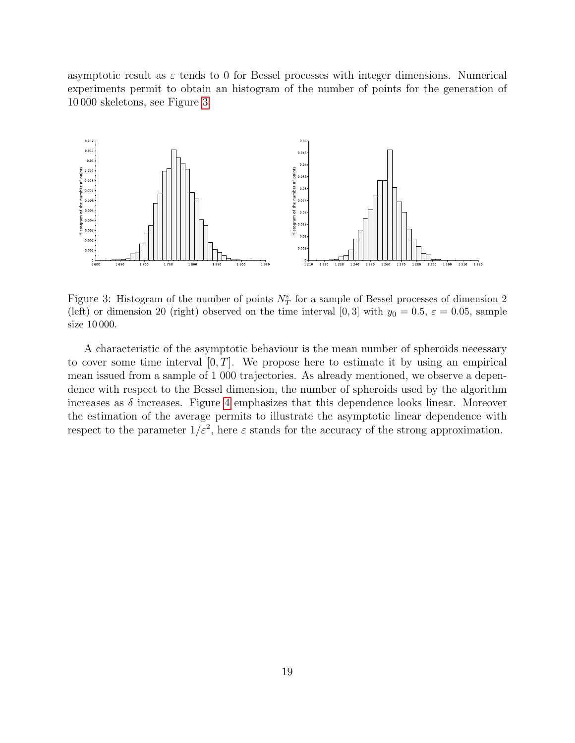asymptotic result as $\varepsilon$ tends to 0 for Bessel processes with integer dimensions. Numerical experiments permit to obtain an histogram of the number of points for the generation of 10 000 skeletons, see Figure 3.

Figure 3: Histogram of the number of points $N_T^\varepsilon$ for a sample of Bessel processes of dimension 2 (left) or dimension 20 (right) observed on the time interval $[0, 3]$ with $y_0 = 0.5$, $\varepsilon = 0.05$, sample size 10 000.

A characteristic of the asymptotic behaviour is the mean number of spheroids necessary to cover some time interval $[0, T]$. We propose here to estimate it by using an empirical mean issued from a sample of 1 000 trajectories. As already mentioned, we observe a dependence with respect to the Bessel dimension, the number of spheroids used by the algorithm increases as $\delta$ increases. Figure 4 emphasizes that this dependence looks linear. Moreover the estimation of the average permits to illustrate the asymptotic linear dependence with respect to the parameter $1/\varepsilon^2$, here $\varepsilon$ stands for the accuracy of the strong approximation.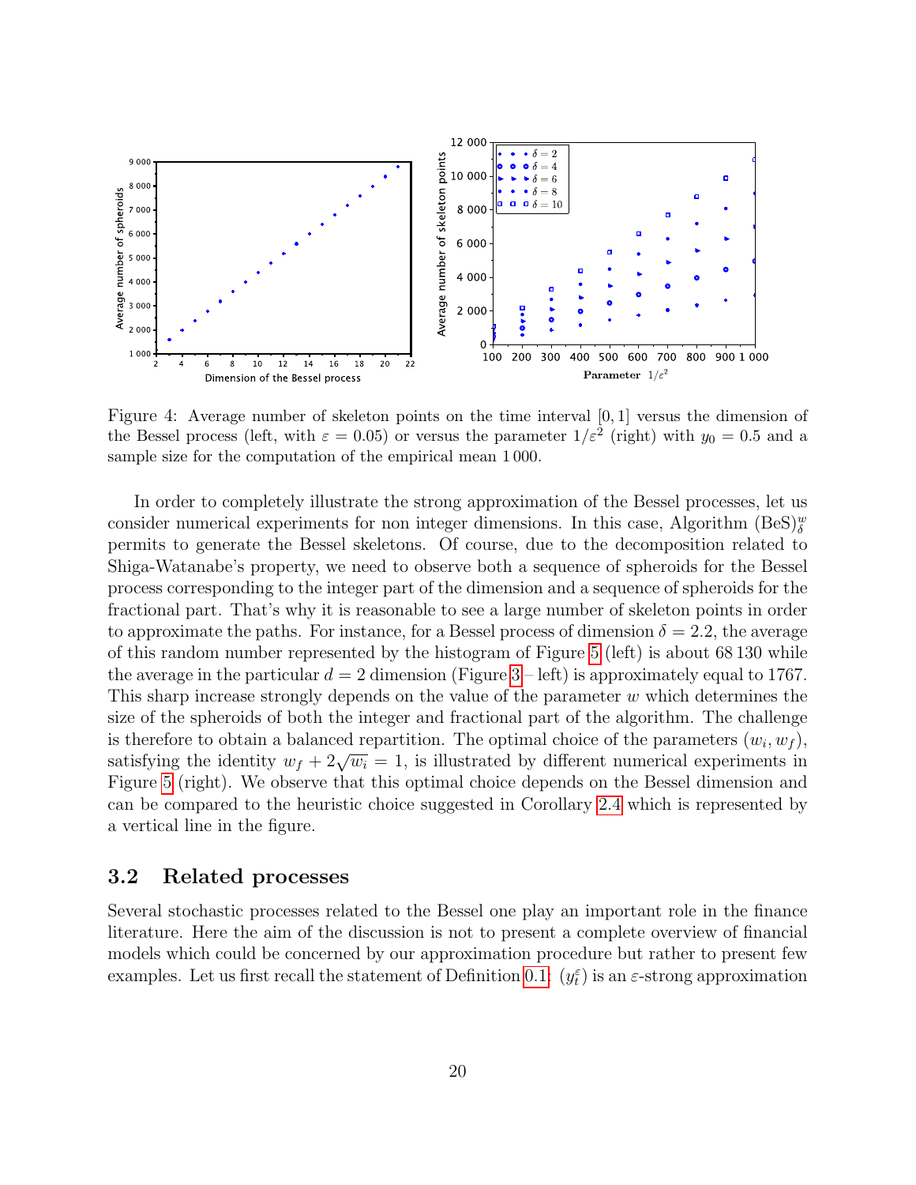Figure 4: Average number of skeleton points on the time interval $[0, 1]$ versus the dimension of the Bessel process (left, with $\varepsilon = 0.05$) or versus the parameter $1/\varepsilon^2$ (right) with $y_0 = 0.5$ and a sample size for the computation of the empirical mean 1 000.

In order to completely illustrate the strong approximation of the Bessel processes, let us consider numerical experiments for non integer dimensions. In this case, Algorithm $(\mathrm{BeS})_\delta^w$ permits to generate the Bessel skeletons. Of course, due to the decomposition related to Shiga-Watanabe's property, we need to observe both a sequence of spheroids for the Bessel process corresponding to the integer part of the dimension and a sequence of spheroids for the fractional part. That's why it is reasonable to see a large number of skeleton points in order to approximate the paths. For instance, for a Bessel process of dimension $\delta = 2.2$, the average of this random number represented by the histogram of Figure 5 (left) is about 68 130 while the average in the particular $d = 2$ dimension (Figure 3 – left) is approximately equal to 1767. This sharp increase strongly depends on the value of the parameter $w$ which determines the size of the spheroids of both the integer and fractional part of the algorithm. The challenge is therefore to obtain a balanced repartition. The optimal choice of the parameters $(w_i, w_f)$, satisfying the identity $w_f + 2\sqrt{w_i} = 1$, is illustrated by different numerical experiments in Figure 5 (right). We observe that this optimal choice depends on the Bessel dimension and can be compared to the heuristic choice suggested in Corollary 2.4 which is represented by a vertical line in the figure.

## 3.2 Related processes

Several stochastic processes related to the Bessel one play an important role in the finance literature. Here the aim of the discussion is not to present a complete overview of financial models which could be concerned by our approximation procedure but rather to present few examples. Let us first recall the statement of Definition 0.1: $(y_t^\varepsilon)$ is an $\varepsilon$-strong approximation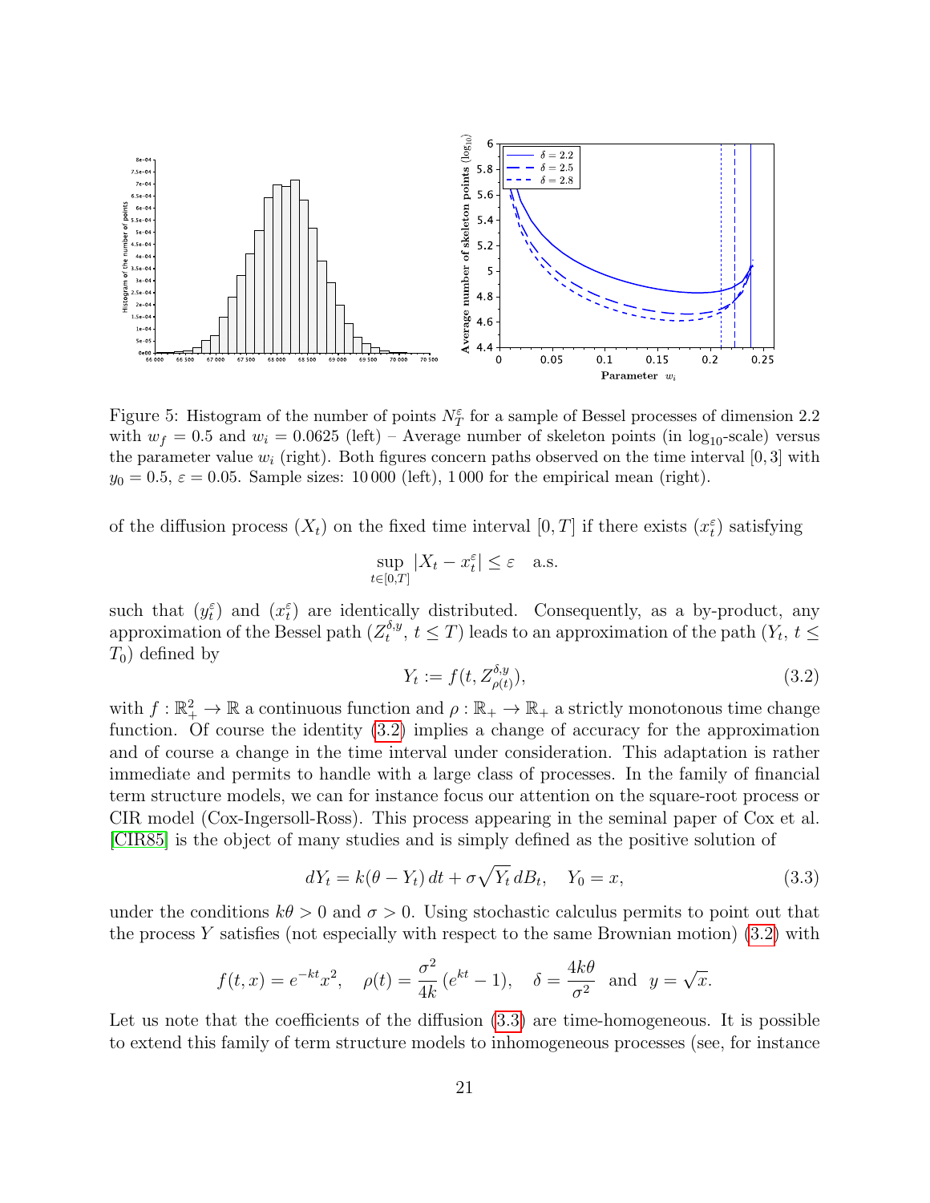Figure 5: Histogram of the number of points $N_T^\varepsilon$ for a sample of Bessel processes of dimension 2.2 with $w_f = 0.5$ and $w_i = 0.0625$ (left) – Average number of skeleton points (in $\log_{10}$-scale) versus the parameter value $w_i$ (right). Both figures concern paths observed on the time interval $[0, 3]$ with $y_0 = 0.5$, $\varepsilon = 0.05$. Sample sizes: 10 000 (left), 1 000 for the empirical mean (right).

of the diffusion process $(X_t)$ on the fixed time interval $[0, T]$ if there exists $(x_t^\varepsilon)$ satisfying

$$\sup_{t\in[0,T]} |X_t - x_t^\varepsilon| \le \varepsilon \quad \text{a.s.}$$

such that $(y_t^\varepsilon)$ and $(x_t^\varepsilon)$ are identically distributed. Consequently, as a by-product, any approximation of the Bessel path $(Z_t^{\delta,y},\, t \le T)$ leads to an approximation of the path $(Y_t,\, t \le T_0)$ defined by

$$Y_t := f(t, Z_{\rho(t)}^{\delta,y}), \tag{3.2}$$

with $f : \mathbb{R}_+^2 \to \mathbb{R}$ a continuous function and $\rho : \mathbb{R}_+ \to \mathbb{R}_+$ a strictly monotonous time change function. Of course the identity (3.2) implies a change of accuracy for the approximation and of course a change in the time interval under consideration. This adaptation is rather immediate and permits to handle with a large class of processes. In the family of financial term structure models, we can for instance focus our attention on the square-root process or CIR model (Cox-Ingersoll-Ross). This process appearing in the seminal paper of Cox et al. [CIR85] is the object of many studies and is simply defined as the positive solution of

$$dY_t = k(\theta - Y_t)\, dt + \sigma\sqrt{Y_t}\, dB_t, \quad Y_0 = x, \tag{3.3}$$

under the conditions $k\theta > 0$ and $\sigma > 0$. Using stochastic calculus permits to point out that the process $Y$ satisfies (not especially with respect to the same Brownian motion) (3.2) with

$$f(t, x) = e^{-kt}x^2, \quad \rho(t) = \frac{\sigma^2}{4k}\,(e^{kt} - 1), \quad \delta = \frac{4k\theta}{\sigma^2} \;\text{ and }\; y = \sqrt{x}.$$

Let us note that the coefficients of the diffusion (3.3) are time-homogeneous. It is possible to extend this family of term structure models to inhomogeneous processes (see, for instance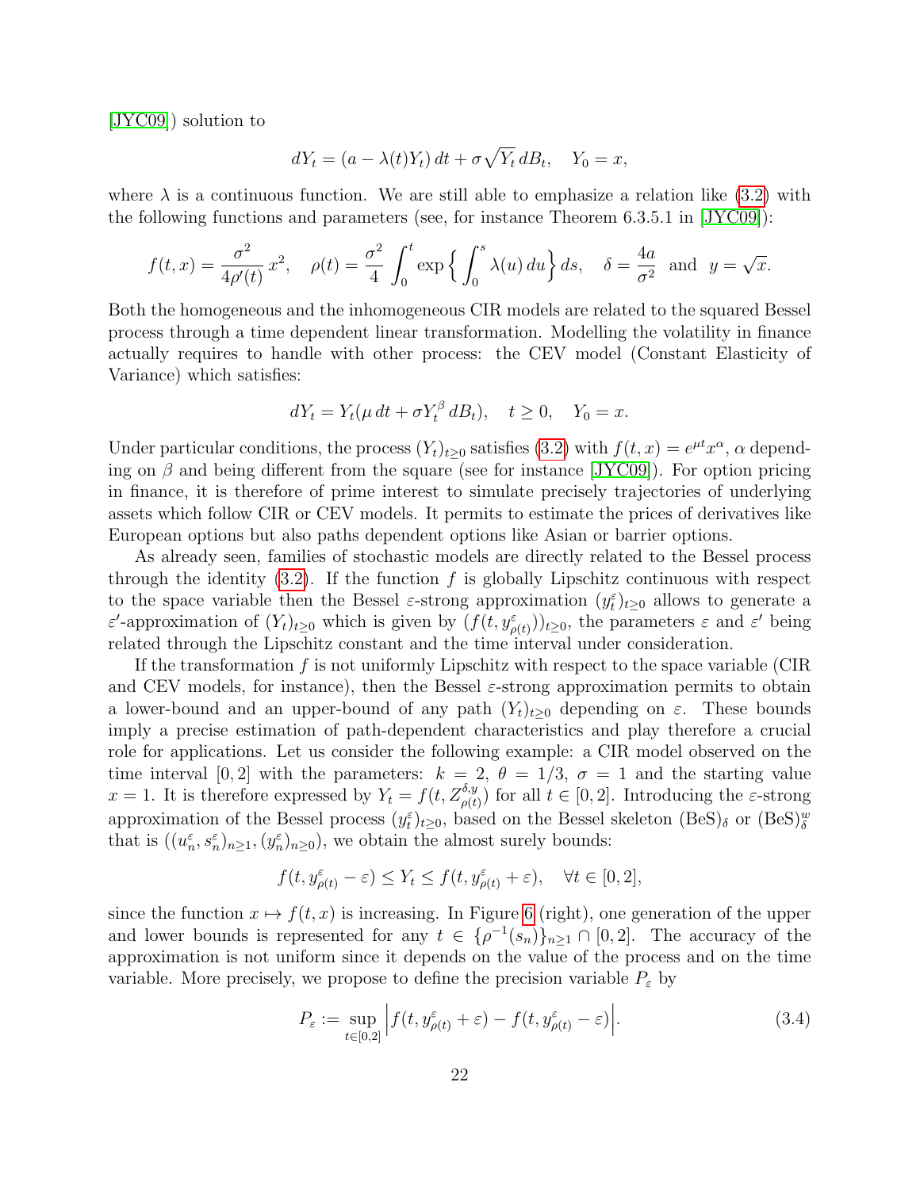[JYC09]) solution to

$$dY_t = (a - \lambda(t)Y_t)\,dt + \sigma\sqrt{Y_t}\,dB_t, \quad Y_0 = x,$$

where $\lambda$ is a continuous function. We are still able to emphasize a relation like (3.2) with the following functions and parameters (see, for instance Theorem 6.3.5.1 in [JYC09]):

$$f(t,x) = \frac{\sigma^2}{4\rho'(t)}\,x^2, \quad \rho(t) = \frac{\sigma^2}{4}\int_0^t \exp\Big\{\int_0^s \lambda(u)\,du\Big\}\,ds, \quad \delta = \frac{4a}{\sigma^2} \ \text{ and } \ y = \sqrt{x}.$$

Both the homogeneous and the inhomogeneous CIR models are related to the squared Bessel process through a time dependent linear transformation. Modelling the volatility in finance actually requires to handle with other process: the CEV model (Constant Elasticity of Variance) which satisfies:

$$dY_t = Y_t(\mu\,dt + \sigma Y_t^\beta\,dB_t), \quad t \geq 0, \quad Y_0 = x.$$

Under particular conditions, the process $(Y_t)_{t\geq 0}$ satisfies (3.2) with $f(t,x) = e^{\mu t}x^\alpha$, $\alpha$ depending on $\beta$ and being different from the square (see for instance [JYC09]). For option pricing in finance, it is therefore of prime interest to simulate precisely trajectories of underlying assets which follow CIR or CEV models. It permits to estimate the prices of derivatives like European options but also paths dependent options like Asian or barrier options.

As already seen, families of stochastic models are directly related to the Bessel process through the identity (3.2). If the function $f$ is globally Lipschitz continuous with respect to the space variable then the Bessel $\varepsilon$-strong approximation $(y_t^\varepsilon)_{t\geq 0}$ allows to generate a $\varepsilon'$-approximation of $(Y_t)_{t\geq 0}$ which is given by $(f(t, y_{\rho(t)}^\varepsilon))_{t\geq 0}$, the parameters $\varepsilon$ and $\varepsilon'$ being related through the Lipschitz constant and the time interval under consideration.

If the transformation $f$ is not uniformly Lipschitz with respect to the space variable (CIR and CEV models, for instance), then the Bessel $\varepsilon$-strong approximation permits to obtain a lower-bound and an upper-bound of any path $(Y_t)_{t\geq 0}$ depending on $\varepsilon$. These bounds imply a precise estimation of path-dependent characteristics and play therefore a crucial role for applications. Let us consider the following example: a CIR model observed on the time interval $[0,2]$ with the parameters: $k = 2$, $\theta = 1/3$, $\sigma = 1$ and the starting value $x = 1$. It is therefore expressed by $Y_t = f(t, Z_{\rho(t)}^{\delta,y})$ for all $t \in [0,2]$. Introducing the $\varepsilon$-strong approximation of the Bessel process $(y_t^\varepsilon)_{t\geq 0}$, based on the Bessel skeleton $(\mathrm{BeS})_\delta$ or $(\mathrm{BeS})_\delta^w$ that is $((u_n^\varepsilon, s_n^\varepsilon)_{n\geq 1}, (y_n^\varepsilon)_{n\geq 0})$, we obtain the almost surely bounds:

$$f(t, y_{\rho(t)}^\varepsilon - \varepsilon) \leq Y_t \leq f(t, y_{\rho(t)}^\varepsilon + \varepsilon), \quad \forall t \in [0,2],$$

since the function $x \mapsto f(t,x)$ is increasing. In Figure 6 (right), one generation of the upper and lower bounds is represented for any $t \in \{\rho^{-1}(s_n)\}_{n\geq 1} \cap [0,2]$. The accuracy of the approximation is not uniform since it depends on the value of the process and on the time variable. More precisely, we propose to define the precision variable $P_\varepsilon$ by

$$P_\varepsilon := \sup_{t\in[0,2]} \Big| f(t, y_{\rho(t)}^\varepsilon + \varepsilon) - f(t, y_{\rho(t)}^\varepsilon - \varepsilon) \Big|. \tag{3.4}$$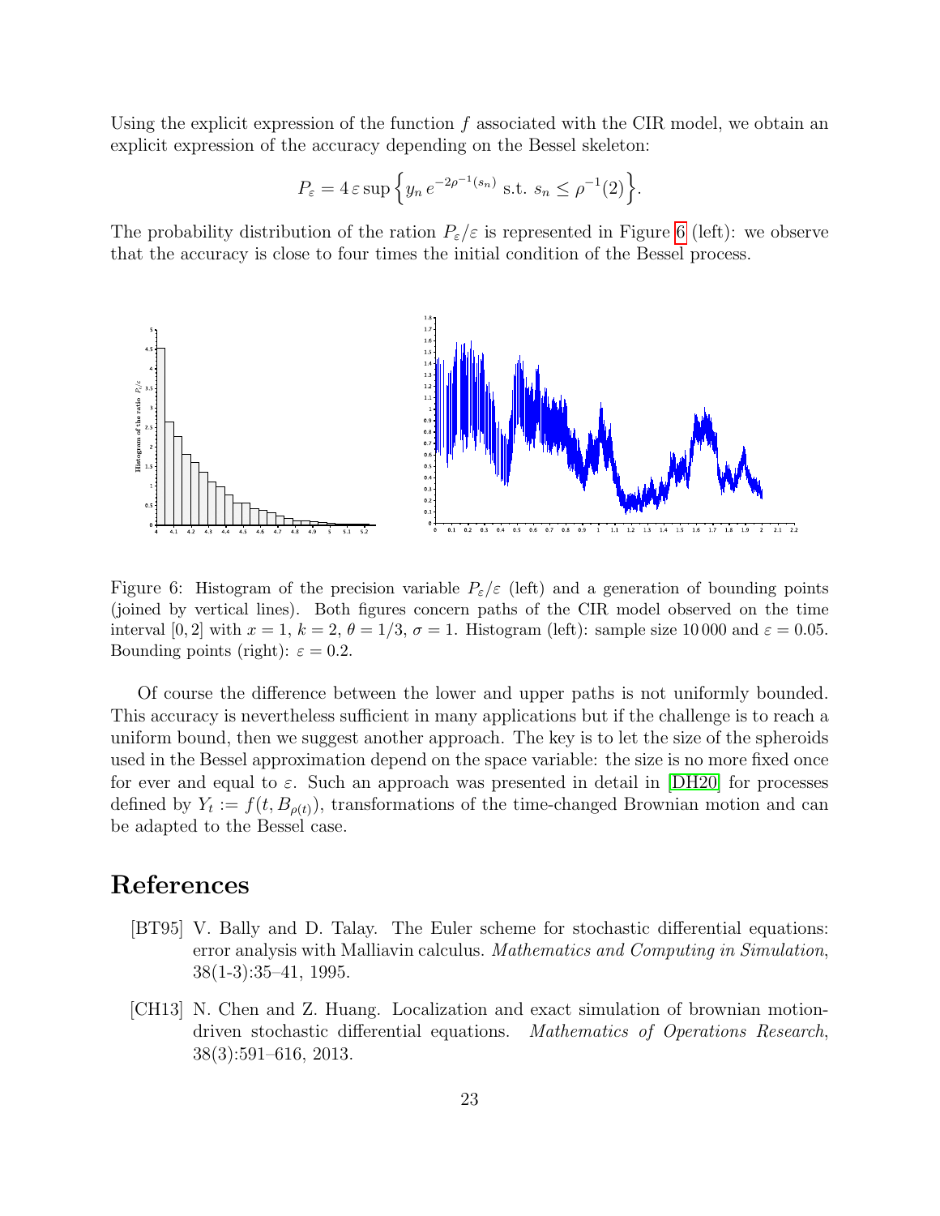Using the explicit expression of the function $f$ associated with the CIR model, we obtain an explicit expression of the accuracy depending on the Bessel skeleton:

$$P_\varepsilon = 4\,\varepsilon \sup\Big\{ y_n\, e^{-2\rho^{-1}(s_n)} \text{ s.t. } s_n \le \rho^{-1}(2) \Big\}.$$

The probability distribution of the ration $P_\varepsilon/\varepsilon$ is represented in Figure 6 (left): we observe that the accuracy is close to four times the initial condition of the Bessel process.

Figure 6: Histogram of the precision variable $P_\varepsilon/\varepsilon$ (left) and a generation of bounding points (joined by vertical lines). Both figures concern paths of the CIR model observed on the time interval $[0,2]$ with $x=1$, $k=2$, $\theta=1/3$, $\sigma=1$. Histogram (left): sample size 10 000 and $\varepsilon=0.05$. Bounding points (right): $\varepsilon=0.2$.

Of course the difference between the lower and upper paths is not uniformly bounded. This accuracy is nevertheless sufficient in many applications but if the challenge is to reach a uniform bound, then we suggest another approach. The key is to let the size of the spheroids used in the Bessel approximation depend on the space variable: the size is no more fixed once for ever and equal to $\varepsilon$. Such an approach was presented in detail in [DH20] for processes defined by $Y_t := f(t, B_{\rho(t)})$, transformations of the time-changed Brownian motion and can be adapted to the Bessel case.

# References

[BT95] V. Bally and D. Talay. The Euler scheme for stochastic differential equations: error analysis with Malliavin calculus. *Mathematics and Computing in Simulation*, 38(1-3):35–41, 1995.

[CH13] N. Chen and Z. Huang. Localization and exact simulation of brownian motion-driven stochastic differential equations. *Mathematics of Operations Research*, 38(3):591–616, 2013.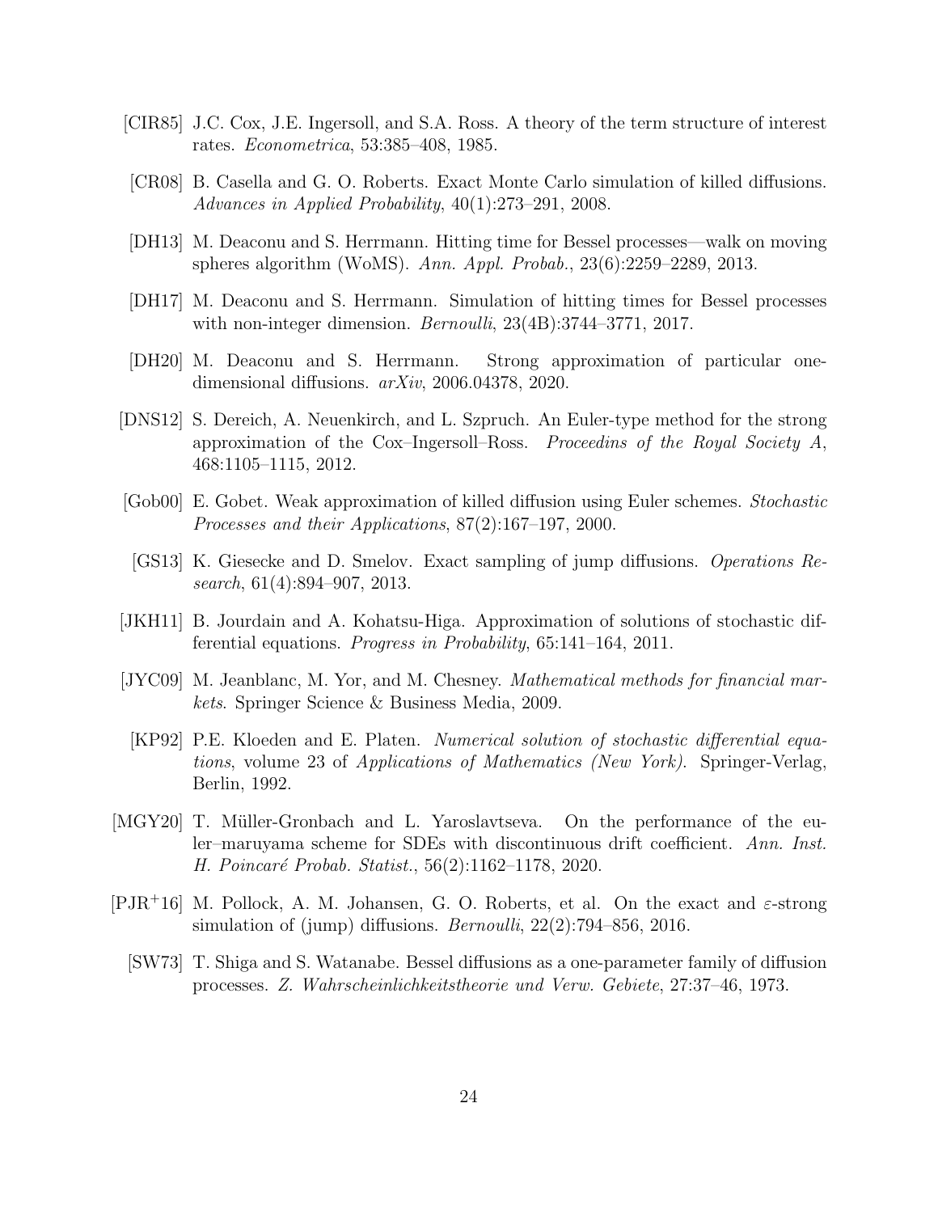[CIR85] J.C. Cox, J.E. Ingersoll, and S.A. Ross. A theory of the term structure of interest rates. *Econometrica*, 53:385–408, 1985.

[CR08] B. Casella and G. O. Roberts. Exact Monte Carlo simulation of killed diffusions. *Advances in Applied Probability*, 40(1):273–291, 2008.

[DH13] M. Deaconu and S. Herrmann. Hitting time for Bessel processes—walk on moving spheres algorithm (WoMS). *Ann. Appl. Probab.*, 23(6):2259–2289, 2013.

[DH17] M. Deaconu and S. Herrmann. Simulation of hitting times for Bessel processes with non-integer dimension. *Bernoulli*, 23(4B):3744–3771, 2017.

[DH20] M. Deaconu and S. Herrmann. Strong approximation of particular one-dimensional diffusions. *arXiv*, 2006.04378, 2020.

[DNS12] S. Dereich, A. Neuenkirch, and L. Szpruch. An Euler-type method for the strong approximation of the Cox–Ingersoll–Ross. *Proceedins of the Royal Society A*, 468:1105–1115, 2012.

[Gob00] E. Gobet. Weak approximation of killed diffusion using Euler schemes. *Stochastic Processes and their Applications*, 87(2):167–197, 2000.

[GS13] K. Giesecke and D. Smelov. Exact sampling of jump diffusions. *Operations Research*, 61(4):894–907, 2013.

[JKH11] B. Jourdain and A. Kohatsu-Higa. Approximation of solutions of stochastic differential equations. *Progress in Probability*, 65:141–164, 2011.

[JYC09] M. Jeanblanc, M. Yor, and M. Chesney. *Mathematical methods for financial markets*. Springer Science & Business Media, 2009.

[KP92] P.E. Kloeden and E. Platen. *Numerical solution of stochastic differential equations*, volume 23 of *Applications of Mathematics (New York)*. Springer-Verlag, Berlin, 1992.

[MGY20] T. Müller-Gronbach and L. Yaroslavtseva. On the performance of the euler–maruyama scheme for SDEs with discontinuous drift coefficient. *Ann. Inst. H. Poincaré Probab. Statist.*, 56(2):1162–1178, 2020.

[PJR+16] M. Pollock, A. M. Johansen, G. O. Roberts, et al. On the exact and $\varepsilon$-strong simulation of (jump) diffusions. *Bernoulli*, 22(2):794–856, 2016.

[SW73] T. Shiga and S. Watanabe. Bessel diffusions as a one-parameter family of diffusion processes. *Z. Wahrscheinlichkeitstheorie und Verw. Gebiete*, 27:37–46, 1973.